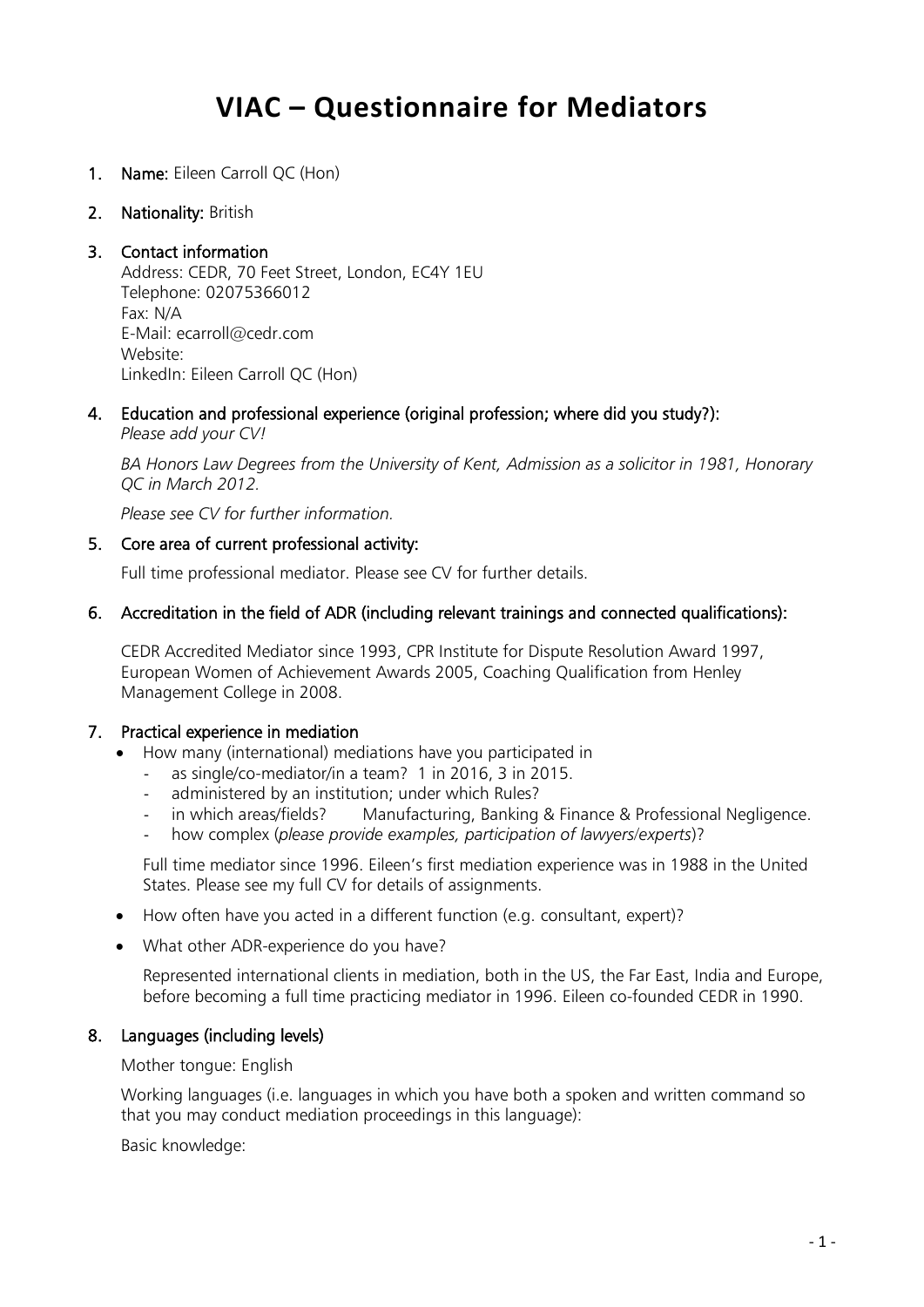# VIAC – Questionnaire for Mediators

1. **Name:** Eileen Carroll QC (Hon)

2. **Nationality:** British

3. **Contact information**
   Address: CEDR, 70 Feet Street, London, EC4Y 1EU
   Telephone: 02075366012
   Fax: N/A
   E-Mail: ecarroll@cedr.com
   Website:
   LinkedIn: Eileen Carroll QC (Hon)

4. **Education and professional experience (original profession; where did you study?):**
   *Please add your CV!*

   *BA Honors Law Degrees from the University of Kent, Admission as a solicitor in 1981, Honorary QC in March 2012.*

   *Please see CV for further information.*

5. **Core area of current professional activity:**

   Full time professional mediator. Please see CV for further details.

6. **Accreditation in the field of ADR (including relevant trainings and connected qualifications):**

   CEDR Accredited Mediator since 1993, CPR Institute for Dispute Resolution Award 1997, European Women of Achievement Awards 2005, Coaching Qualification from Henley Management College in 2008.

7. **Practical experience in mediation**
   - How many (international) mediations have you participated in
     - as single/co-mediator/in a team? 1 in 2016, 3 in 2015.
     - administered by an institution; under which Rules?
     - in which areas/fields? Manufacturing, Banking & Finance & Professional Negligence.
     - how complex (*please provide examples, participation of lawyers/experts*)?

     Full time mediator since 1996. Eileen's first mediation experience was in 1988 in the United States. Please see my full CV for details of assignments.

   - How often have you acted in a different function (e.g. consultant, expert)?
   - What other ADR-experience do you have?

     Represented international clients in mediation, both in the US, the Far East, India and Europe, before becoming a full time practicing mediator in 1996. Eileen co-founded CEDR in 1990.

8. **Languages (including levels)**

   Mother tongue: English

   Working languages (i.e. languages in which you have both a spoken and written command so that you may conduct mediation proceedings in this language):

   Basic knowledge: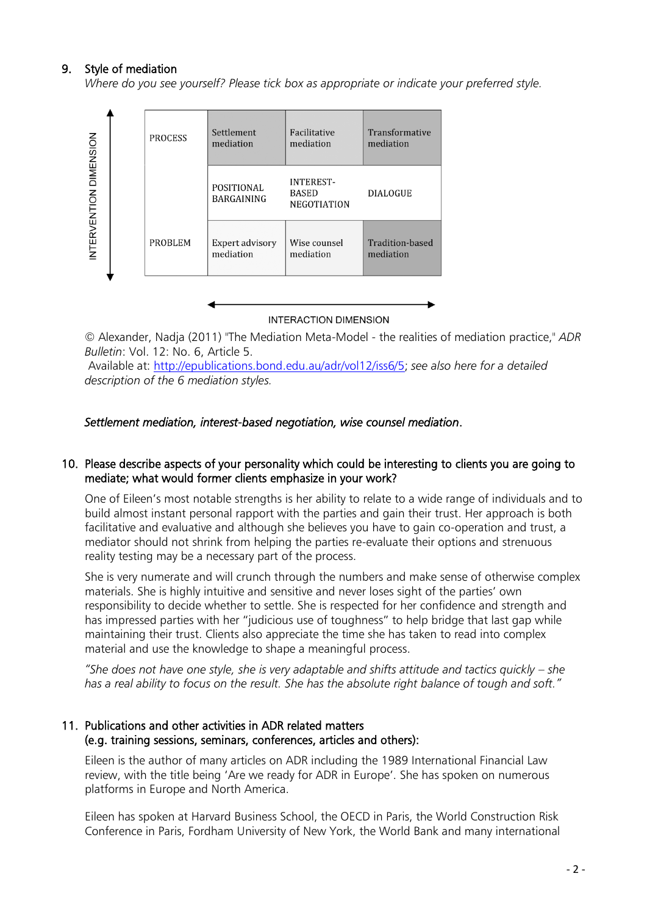## 9. Style of mediation

*Where do you see yourself? Please tick box as appropriate or indicate your preferred style.*

| INTERVENTION DIMENSION | | | |
|---|---|---|---|
| PROCESS | Settlement mediation | Facilitative mediation | Transformative mediation |
| | POSITIONAL BARGAINING | INTEREST-BASED NEGOTIATION | DIALOGUE |
| PROBLEM | Expert advisory mediation | Wise counsel mediation | Tradition-based mediation |

INTERACTION DIMENSION

© Alexander, Nadja (2011) "The Mediation Meta-Model - the realities of mediation practice," *ADR Bulletin*: Vol. 12: No. 6, Article 5.
Available at: http://epublications.bond.edu.au/adr/vol12/iss6/5; *see also here for a detailed description of the 6 mediation styles.*

***Settlement mediation, interest-based negotiation, wise counsel mediation***.

## 10. Please describe aspects of your personality which could be interesting to clients you are going to mediate; what would former clients emphasize in your work?

One of Eileen's most notable strengths is her ability to relate to a wide range of individuals and to build almost instant personal rapport with the parties and gain their trust. Her approach is both facilitative and evaluative and although she believes you have to gain co-operation and trust, a mediator should not shrink from helping the parties re-evaluate their options and strenuous reality testing may be a necessary part of the process.

She is very numerate and will crunch through the numbers and make sense of otherwise complex materials. She is highly intuitive and sensitive and never loses sight of the parties' own responsibility to decide whether to settle. She is respected for her confidence and strength and has impressed parties with her "judicious use of toughness" to help bridge that last gap while maintaining their trust. Clients also appreciate the time she has taken to read into complex material and use the knowledge to shape a meaningful process.

*"She does not have one style, she is very adaptable and shifts attitude and tactics quickly – she has a real ability to focus on the result. She has the absolute right balance of tough and soft."*

## 11. Publications and other activities in ADR related matters (e.g. training sessions, seminars, conferences, articles and others):

Eileen is the author of many articles on ADR including the 1989 International Financial Law review, with the title being 'Are we ready for ADR in Europe'. She has spoken on numerous platforms in Europe and North America.

Eileen has spoken at Harvard Business School, the OECD in Paris, the World Construction Risk Conference in Paris, Fordham University of New York, the World Bank and many international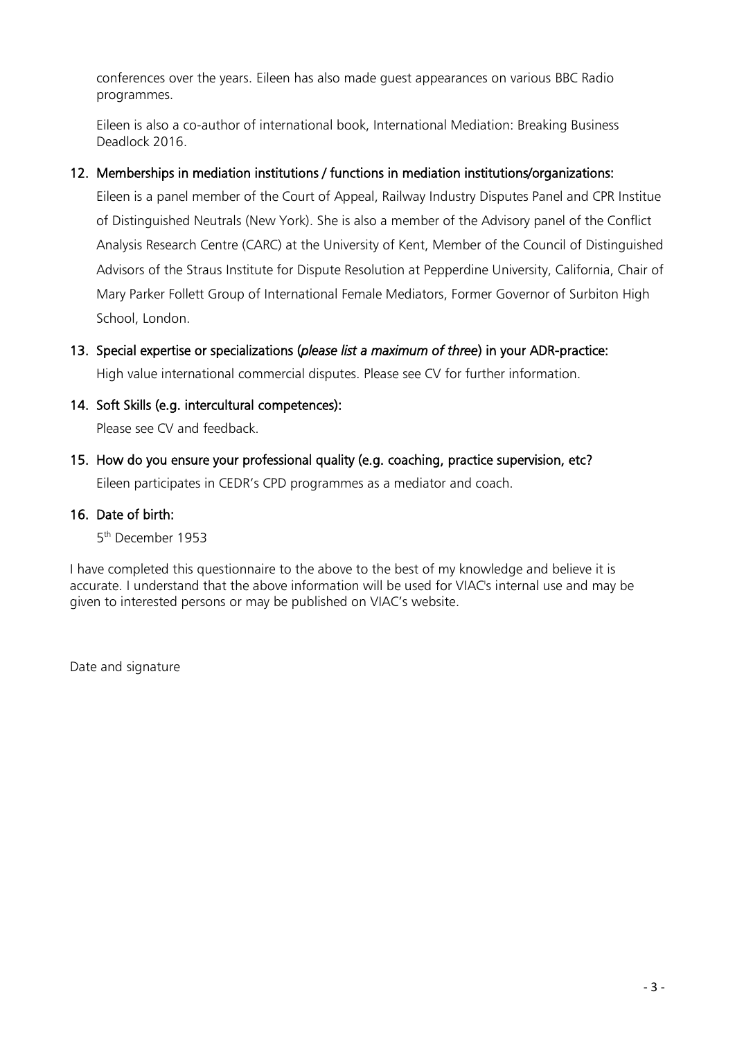conferences over the years. Eileen has also made guest appearances on various BBC Radio programmes.

Eileen is also a co-author of international book, International Mediation: Breaking Business Deadlock 2016.

12. Memberships in mediation institutions / functions in mediation institutions/organizations:

    Eileen is a panel member of the Court of Appeal, Railway Industry Disputes Panel and CPR Institue of Distinguished Neutrals (New York). She is also a member of the Advisory panel of the Conflict Analysis Research Centre (CARC) at the University of Kent, Member of the Council of Distinguished Advisors of the Straus Institute for Dispute Resolution at Pepperdine University, California, Chair of Mary Parker Follett Group of International Female Mediators, Former Governor of Surbiton High School, London.

13. Special expertise or specializations (*please list a maximum of three*) in your ADR-practice:

    High value international commercial disputes. Please see CV for further information.

14. Soft Skills (e.g. intercultural competences):

    Please see CV and feedback.

15. How do you ensure your professional quality (e.g. coaching, practice supervision, etc?

    Eileen participates in CEDR's CPD programmes as a mediator and coach.

16. Date of birth:

    5th December 1953

I have completed this questionnaire to the above to the best of my knowledge and believe it is accurate. I understand that the above information will be used for VIAC's internal use and may be given to interested persons or may be published on VIAC's website.

Date and signature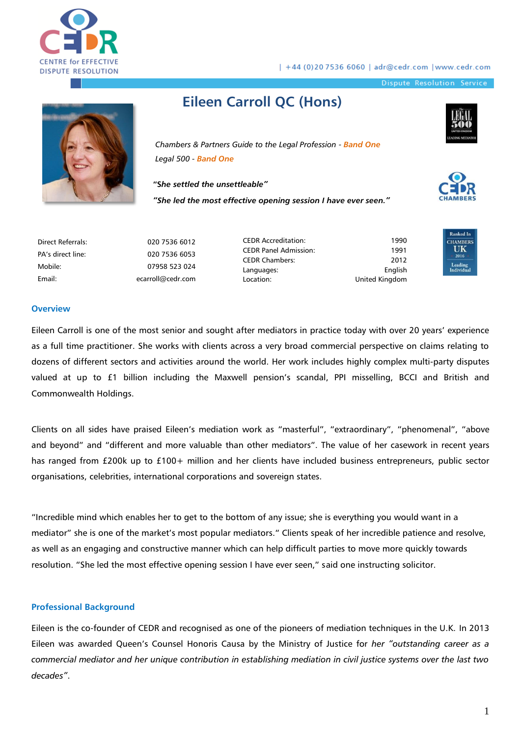CENTRE for EFFECTIVE DISPUTE RESOLUTION

| +44 (0)20 7536 6060 | adr@cedr.com |www.cedr.com

Dispute Resolution Service

# Eileen Carroll QC (Hons)

*Chambers & Partners Guide to the Legal Profession* - **Band One**

*Legal 500* - **Band One**

***"She settled the unsettleable"***

***"She led the most effective opening session I have ever seen."***

| | | | |
|---|---|---|---|
| Direct Referrals: | 020 7536 6012 | CEDR Accreditation: | 1990 |
| PA's direct line: | 020 7536 6053 | CEDR Panel Admission: | 1991 |
| Mobile: | 07958 523 024 | CEDR Chambers: | 2012 |
| Email: | ecarroll@cedr.com | Languages: | English |
| | | Location: | United Kingdom |

## Overview

Eileen Carroll is one of the most senior and sought after mediators in practice today with over 20 years' experience as a full time practitioner. She works with clients across a very broad commercial perspective on claims relating to dozens of different sectors and activities around the world. Her work includes highly complex multi-party disputes valued at up to £1 billion including the Maxwell pension's scandal, PPI misselling, BCCI and British and Commonwealth Holdings.

Clients on all sides have praised Eileen's mediation work as "masterful", "extraordinary", "phenomenal", "above and beyond" and "different and more valuable than other mediators". The value of her casework in recent years has ranged from £200k up to £100+ million and her clients have included business entrepreneurs, public sector organisations, celebrities, international corporations and sovereign states.

"Incredible mind which enables her to get to the bottom of any issue; she is everything you would want in a mediator" she is one of the market's most popular mediators." Clients speak of her incredible patience and resolve, as well as an engaging and constructive manner which can help difficult parties to move more quickly towards resolution. "She led the most effective opening session I have ever seen," said one instructing solicitor.

## Professional Background

Eileen is the co-founder of CEDR and recognised as one of the pioneers of mediation techniques in the U.K. In 2013 Eileen was awarded Queen's Counsel Honoris Causa by the Ministry of Justice for *her "outstanding career as a commercial mediator and her unique contribution in establishing mediation in civil justice systems over the last two decades"*.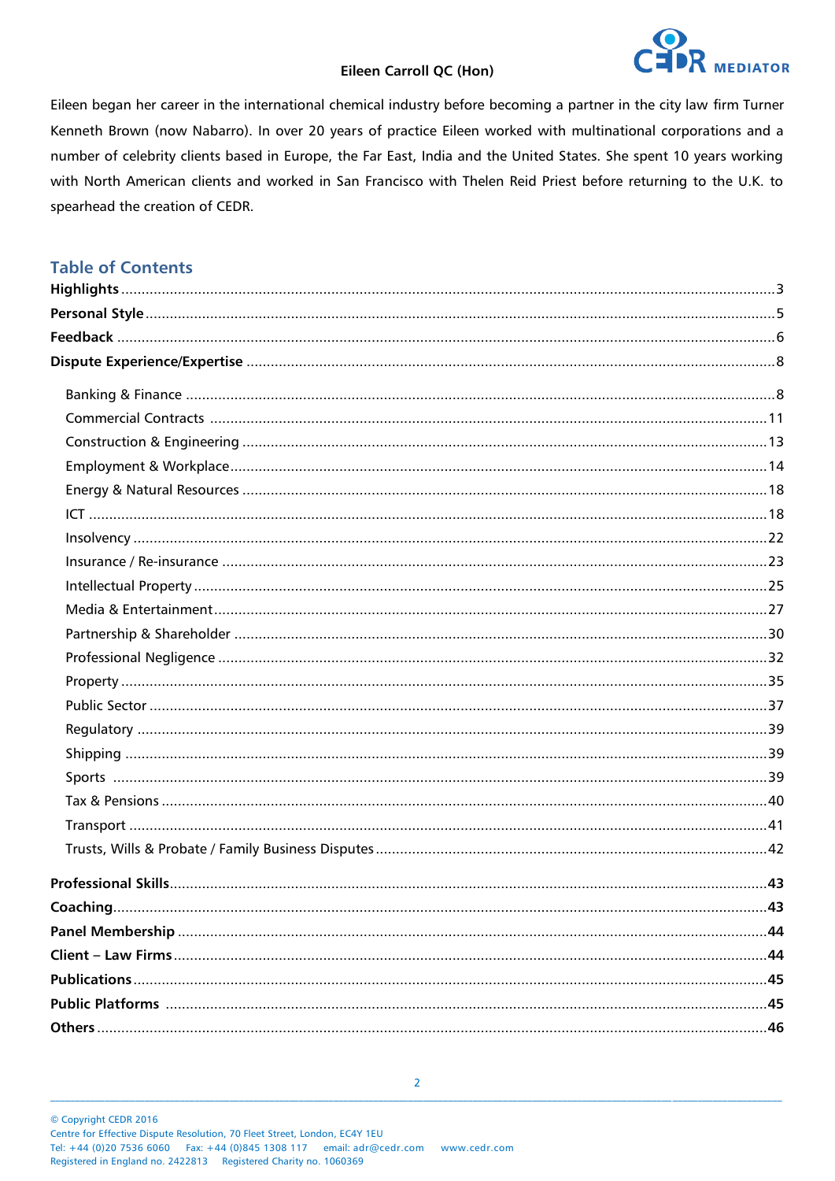# Eileen Carroll QC (Hon)

Eileen began her career in the international chemical industry before becoming a partner in the city law firm Turner Kenneth Brown (now Nabarro). In over 20 years of practice Eileen worked with multinational corporations and a number of celebrity clients based in Europe, the Far East, India and the United States. She spent 10 years working with North American clients and worked in San Francisco with Thelen Reid Priest before returning to the U.K. to spearhead the creation of CEDR.

## Table of Contents

**Highlights** .......... 3
**Personal Style** .......... 5
**Feedback** .......... 6
**Dispute Experience/Expertise** .......... 8

- Banking & Finance .......... 8
- Commercial Contracts .......... 11
- Construction & Engineering .......... 13
- Employment & Workplace .......... 14
- Energy & Natural Resources .......... 18
- ICT .......... 18
- Insolvency .......... 22
- Insurance / Re-insurance .......... 23
- Intellectual Property .......... 25
- Media & Entertainment .......... 27
- Partnership & Shareholder .......... 30
- Professional Negligence .......... 32
- Property .......... 35
- Public Sector .......... 37
- Regulatory .......... 39
- Shipping .......... 39
- Sports .......... 39
- Tax & Pensions .......... 40
- Transport .......... 41
- Trusts, Wills & Probate / Family Business Disputes .......... 42

**Professional Skills** .......... 43
**Coaching** .......... 43
**Panel Membership** .......... 44
**Client – Law Firms** .......... 44
**Publications** .......... 45
**Public Platforms** .......... 45
**Others** .......... 46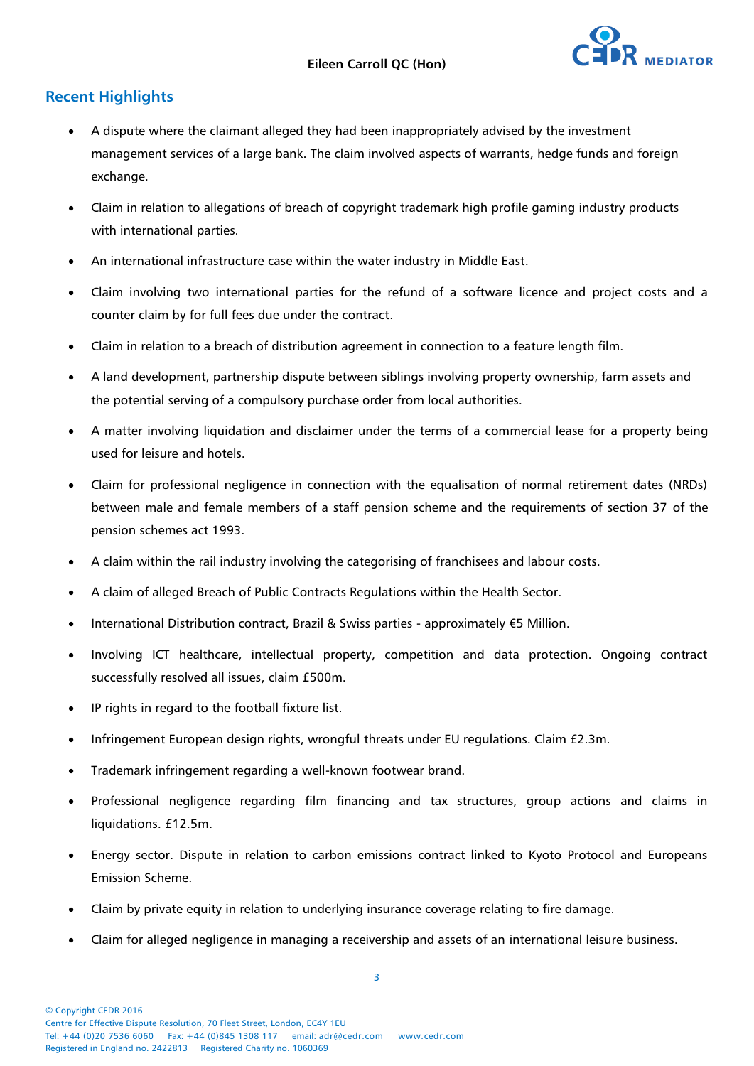## Recent Highlights

- A dispute where the claimant alleged they had been inappropriately advised by the investment management services of a large bank. The claim involved aspects of warrants, hedge funds and foreign exchange.
- Claim in relation to allegations of breach of copyright trademark high profile gaming industry products with international parties.
- An international infrastructure case within the water industry in Middle East.
- Claim involving two international parties for the refund of a software licence and project costs and a counter claim by for full fees due under the contract.
- Claim in relation to a breach of distribution agreement in connection to a feature length film.
- A land development, partnership dispute between siblings involving property ownership, farm assets and the potential serving of a compulsory purchase order from local authorities.
- A matter involving liquidation and disclaimer under the terms of a commercial lease for a property being used for leisure and hotels.
- Claim for professional negligence in connection with the equalisation of normal retirement dates (NRDs) between male and female members of a staff pension scheme and the requirements of section 37 of the pension schemes act 1993.
- A claim within the rail industry involving the categorising of franchisees and labour costs.
- A claim of alleged Breach of Public Contracts Regulations within the Health Sector.
- International Distribution contract, Brazil & Swiss parties - approximately €5 Million.
- Involving ICT healthcare, intellectual property, competition and data protection. Ongoing contract successfully resolved all issues, claim £500m.
- IP rights in regard to the football fixture list.
- Infringement European design rights, wrongful threats under EU regulations. Claim £2.3m.
- Trademark infringement regarding a well-known footwear brand.
- Professional negligence regarding film financing and tax structures, group actions and claims in liquidations. £12.5m.
- Energy sector. Dispute in relation to carbon emissions contract linked to Kyoto Protocol and Europeans Emission Scheme.
- Claim by private equity in relation to underlying insurance coverage relating to fire damage.
- Claim for alleged negligence in managing a receivership and assets of an international leisure business.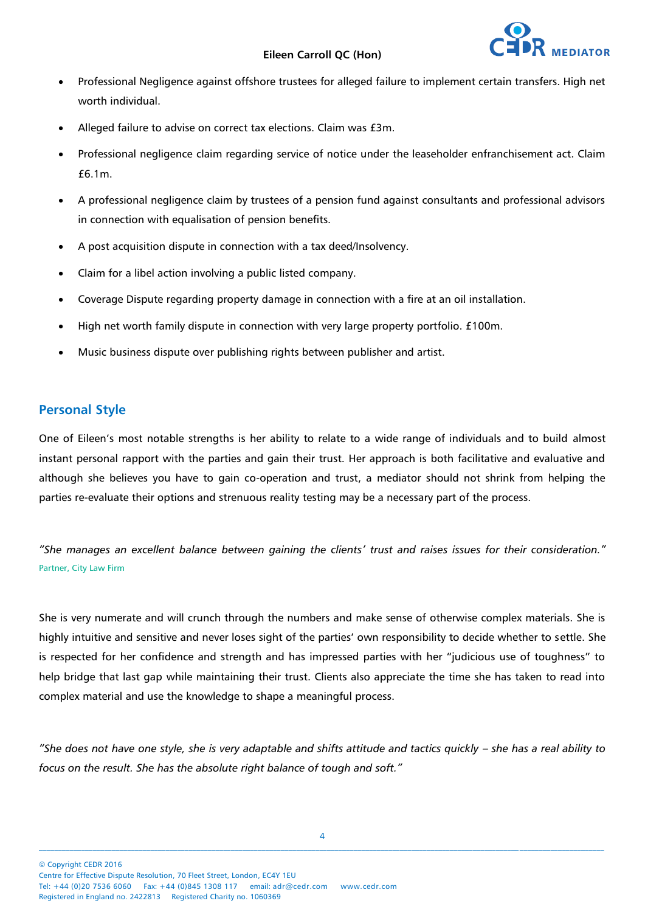- Professional Negligence against offshore trustees for alleged failure to implement certain transfers. High net worth individual.
- Alleged failure to advise on correct tax elections. Claim was £3m.
- Professional negligence claim regarding service of notice under the leaseholder enfranchisement act. Claim £6.1m.
- A professional negligence claim by trustees of a pension fund against consultants and professional advisors in connection with equalisation of pension benefits.
- A post acquisition dispute in connection with a tax deed/Insolvency.
- Claim for a libel action involving a public listed company.
- Coverage Dispute regarding property damage in connection with a fire at an oil installation.
- High net worth family dispute in connection with very large property portfolio. £100m.
- Music business dispute over publishing rights between publisher and artist.

## Personal Style

One of Eileen's most notable strengths is her ability to relate to a wide range of individuals and to build almost instant personal rapport with the parties and gain their trust. Her approach is both facilitative and evaluative and although she believes you have to gain co-operation and trust, a mediator should not shrink from helping the parties re-evaluate their options and strenuous reality testing may be a necessary part of the process.

*"She manages an excellent balance between gaining the clients' trust and raises issues for their consideration."*
Partner, City Law Firm

She is very numerate and will crunch through the numbers and make sense of otherwise complex materials. She is highly intuitive and sensitive and never loses sight of the parties' own responsibility to decide whether to settle. She is respected for her confidence and strength and has impressed parties with her "judicious use of toughness" to help bridge that last gap while maintaining their trust. Clients also appreciate the time she has taken to read into complex material and use the knowledge to shape a meaningful process.

*"She does not have one style, she is very adaptable and shifts attitude and tactics quickly – she has a real ability to focus on the result. She has the absolute right balance of tough and soft."*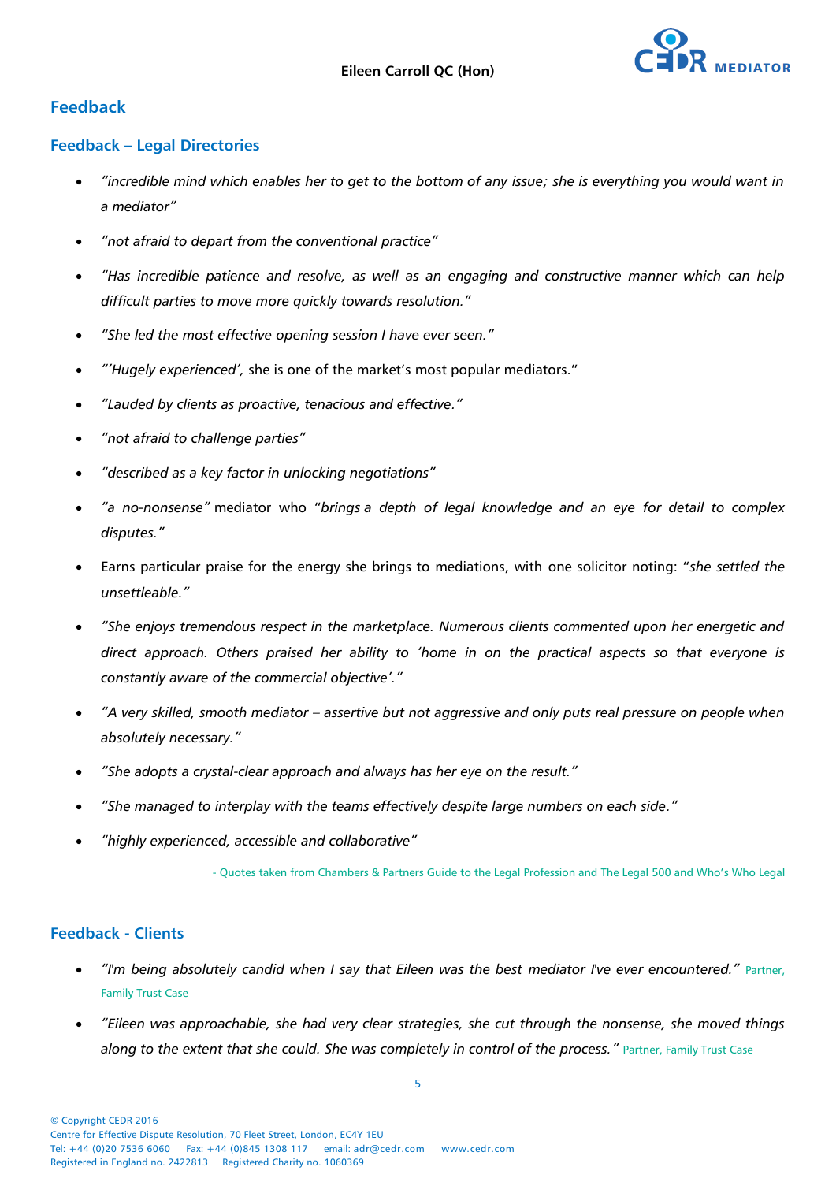## Feedback

### Feedback – Legal Directories

- *"incredible mind which enables her to get to the bottom of any issue; she is everything you would want in a mediator"*
- *"not afraid to depart from the conventional practice"*
- *"Has incredible patience and resolve, as well as an engaging and constructive manner which can help difficult parties to move more quickly towards resolution."*
- *"She led the most effective opening session I have ever seen."*
- "*'Hugely experienced',* she is one of the market's most popular mediators."
- *"Lauded by clients as proactive, tenacious and effective."*
- *"not afraid to challenge parties"*
- *"described as a key factor in unlocking negotiations"*
- *"a no-nonsense"* mediator who "*brings a depth of legal knowledge and an eye for detail to complex disputes."*
- Earns particular praise for the energy she brings to mediations, with one solicitor noting: "*she settled the unsettleable."*
- *"She enjoys tremendous respect in the marketplace. Numerous clients commented upon her energetic and direct approach. Others praised her ability to 'home in on the practical aspects so that everyone is constantly aware of the commercial objective'."*
- *"A very skilled, smooth mediator – assertive but not aggressive and only puts real pressure on people when absolutely necessary."*
- *"She adopts a crystal-clear approach and always has her eye on the result."*
- *"She managed to interplay with the teams effectively despite large numbers on each side."*
- *"highly experienced, accessible and collaborative"*

- Quotes taken from Chambers & Partners Guide to the Legal Profession and The Legal 500 and Who's Who Legal

### Feedback - Clients

- *"I'm being absolutely candid when I say that Eileen was the best mediator I've ever encountered."* Partner, Family Trust Case
- *"Eileen was approachable, she had very clear strategies, she cut through the nonsense, she moved things along to the extent that she could. She was completely in control of the process."* Partner, Family Trust Case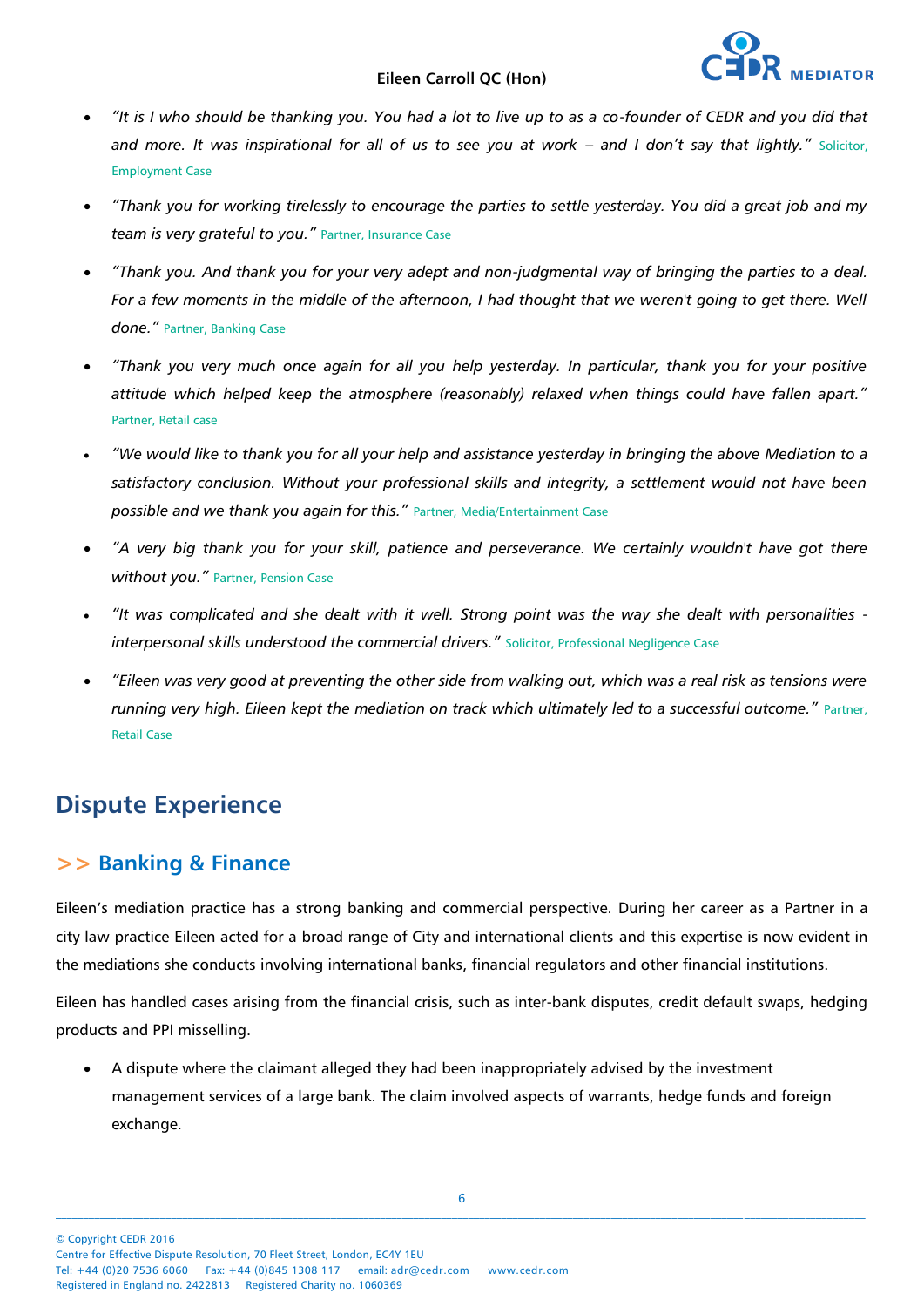- *"It is I who should be thanking you. You had a lot to live up to as a co-founder of CEDR and you did that and more. It was inspirational for all of us to see you at work – and I don't say that lightly."* Solicitor, Employment Case
- *"Thank you for working tirelessly to encourage the parties to settle yesterday. You did a great job and my team is very grateful to you."* Partner, Insurance Case
- *"Thank you. And thank you for your very adept and non-judgmental way of bringing the parties to a deal. For a few moments in the middle of the afternoon, I had thought that we weren't going to get there. Well done."* Partner, Banking Case
- *"Thank you very much once again for all you help yesterday. In particular, thank you for your positive attitude which helped keep the atmosphere (reasonably) relaxed when things could have fallen apart."* Partner, Retail case
- *"We would like to thank you for all your help and assistance yesterday in bringing the above Mediation to a satisfactory conclusion. Without your professional skills and integrity, a settlement would not have been possible and we thank you again for this."* Partner, Media/Entertainment Case
- *"A very big thank you for your skill, patience and perseverance. We certainly wouldn't have got there without you."* Partner, Pension Case
- *"It was complicated and she dealt with it well. Strong point was the way she dealt with personalities - interpersonal skills understood the commercial drivers."* Solicitor, Professional Negligence Case
- *"Eileen was very good at preventing the other side from walking out, which was a real risk as tensions were running very high. Eileen kept the mediation on track which ultimately led to a successful outcome."* Partner, Retail Case

## Dispute Experience

### >> Banking & Finance

Eileen's mediation practice has a strong banking and commercial perspective. During her career as a Partner in a city law practice Eileen acted for a broad range of City and international clients and this expertise is now evident in the mediations she conducts involving international banks, financial regulators and other financial institutions.

Eileen has handled cases arising from the financial crisis, such as inter-bank disputes, credit default swaps, hedging products and PPI misselling.

- A dispute where the claimant alleged they had been inappropriately advised by the investment management services of a large bank. The claim involved aspects of warrants, hedge funds and foreign exchange.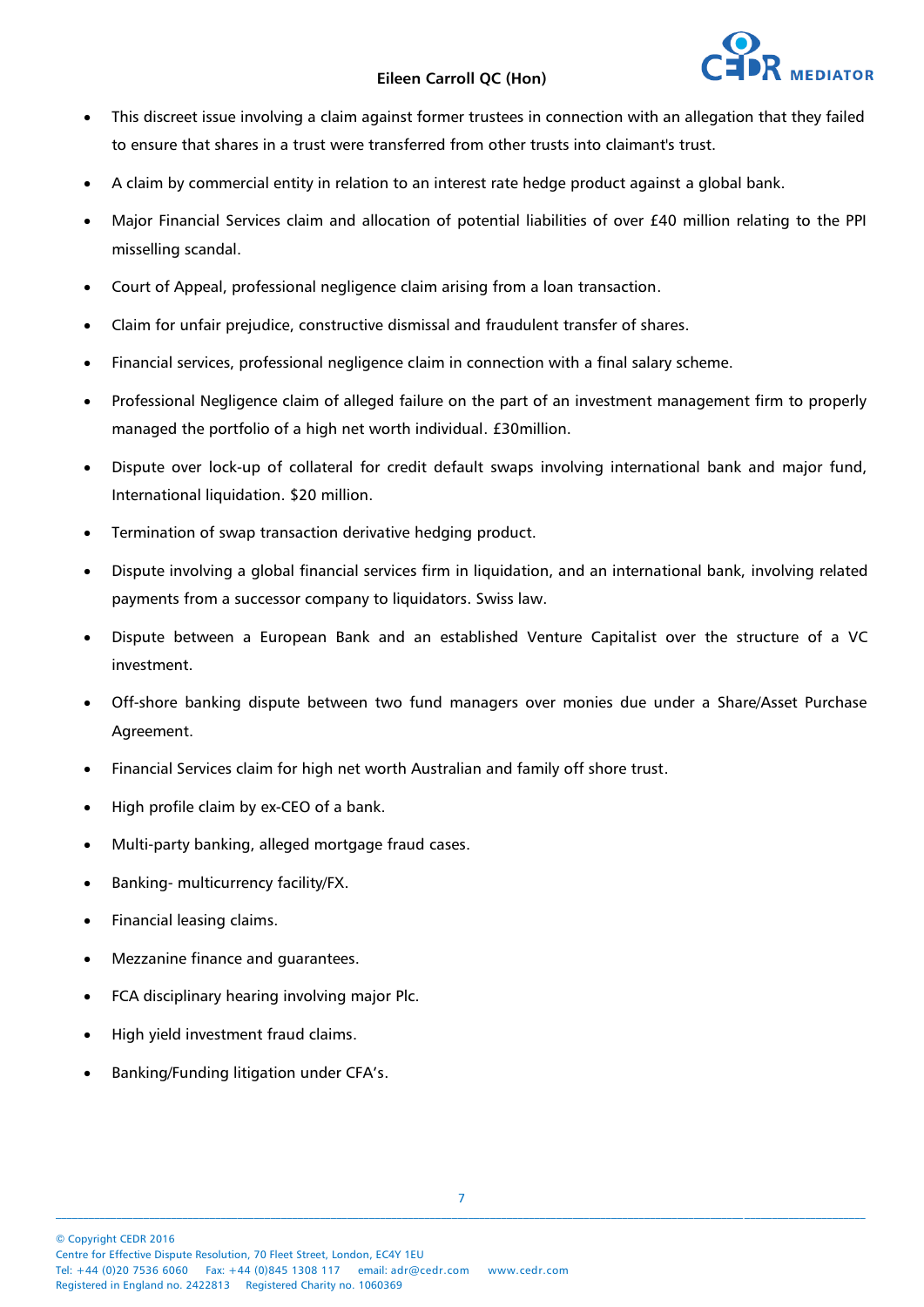- This discreet issue involving a claim against former trustees in connection with an allegation that they failed to ensure that shares in a trust were transferred from other trusts into claimant's trust.
- A claim by commercial entity in relation to an interest rate hedge product against a global bank.
- Major Financial Services claim and allocation of potential liabilities of over £40 million relating to the PPI misselling scandal.
- Court of Appeal, professional negligence claim arising from a loan transaction.
- Claim for unfair prejudice, constructive dismissal and fraudulent transfer of shares.
- Financial services, professional negligence claim in connection with a final salary scheme.
- Professional Negligence claim of alleged failure on the part of an investment management firm to properly managed the portfolio of a high net worth individual. £30million.
- Dispute over lock-up of collateral for credit default swaps involving international bank and major fund, International liquidation. $20 million.
- Termination of swap transaction derivative hedging product.
- Dispute involving a global financial services firm in liquidation, and an international bank, involving related payments from a successor company to liquidators. Swiss law.
- Dispute between a European Bank and an established Venture Capitalist over the structure of a VC investment.
- Off-shore banking dispute between two fund managers over monies due under a Share/Asset Purchase Agreement.
- Financial Services claim for high net worth Australian and family off shore trust.
- High profile claim by ex-CEO of a bank.
- Multi-party banking, alleged mortgage fraud cases.
- Banking- multicurrency facility/FX.
- Financial leasing claims.
- Mezzanine finance and guarantees.
- FCA disciplinary hearing involving major Plc.
- High yield investment fraud claims.
- Banking/Funding litigation under CFA's.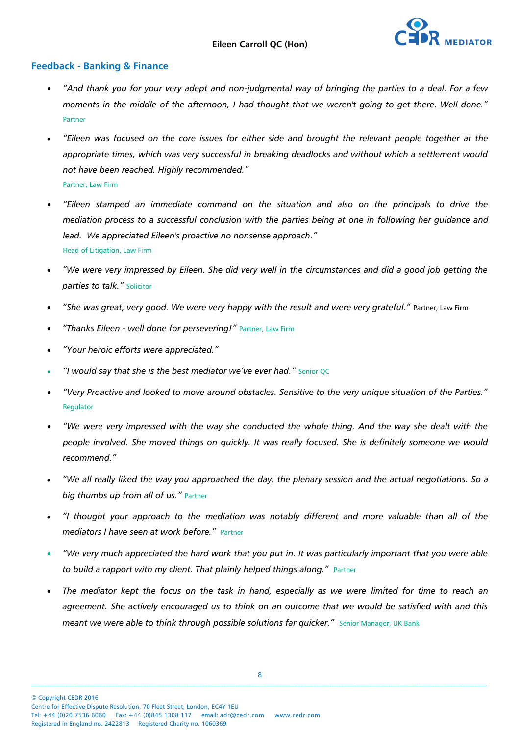## Feedback - Banking & Finance

- *"And thank you for your very adept and non-judgmental way of bringing the parties to a deal. For a few moments in the middle of the afternoon, I had thought that we weren't going to get there. Well done."* Partner
- *"Eileen was focused on the core issues for either side and brought the relevant people together at the appropriate times, which was very successful in breaking deadlocks and without which a settlement would not have been reached. Highly recommended."* Partner, Law Firm
- *"Eileen stamped an immediate command on the situation and also on the principals to drive the mediation process to a successful conclusion with the parties being at one in following her guidance and lead. We appreciated Eileen's proactive no nonsense approach."* Head of Litigation, Law Firm
- *"We were very impressed by Eileen. She did very well in the circumstances and did a good job getting the parties to talk."* Solicitor
- *"She was great, very good. We were very happy with the result and were very grateful."* Partner, Law Firm
- *"Thanks Eileen - well done for persevering!"* Partner, Law Firm
- *"Your heroic efforts were appreciated."*
- *"I would say that she is the best mediator we've ever had."* Senior QC
- *"Very Proactive and looked to move around obstacles. Sensitive to the very unique situation of the Parties."* Regulator
- *"We were very impressed with the way she conducted the whole thing. And the way she dealt with the people involved. She moved things on quickly. It was really focused. She is definitely someone we would recommend."*
- *"We all really liked the way you approached the day, the plenary session and the actual negotiations. So a big thumbs up from all of us."* Partner
- *"I thought your approach to the mediation was notably different and more valuable than all of the mediators I have seen at work before."* Partner
- *"We very much appreciated the hard work that you put in. It was particularly important that you were able to build a rapport with my client. That plainly helped things along."* Partner
- *The mediator kept the focus on the task in hand, especially as we were limited for time to reach an agreement. She actively encouraged us to think on an outcome that we would be satisfied with and this meant we were able to think through possible solutions far quicker."* Senior Manager, UK Bank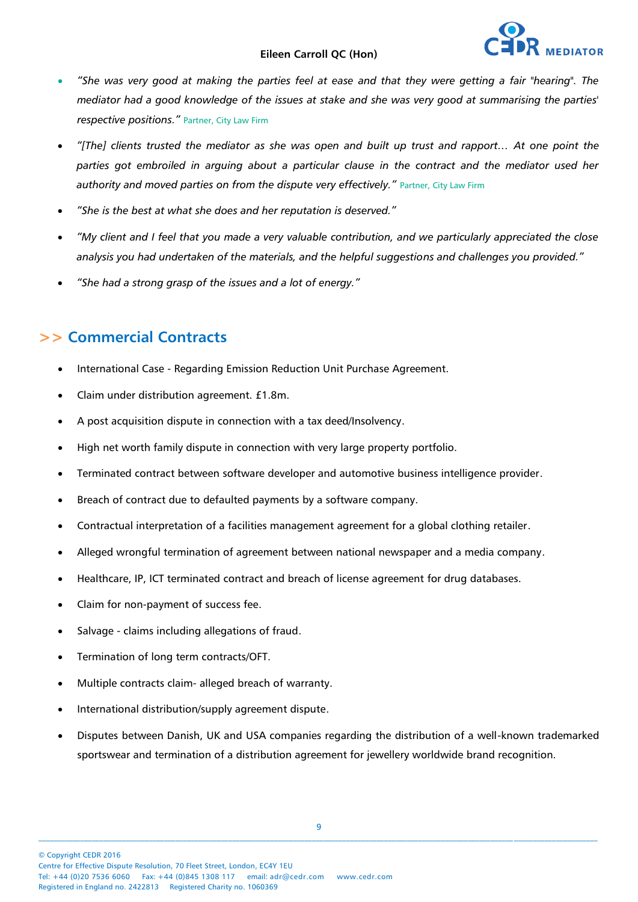- *"She was very good at making the parties feel at ease and that they were getting a fair "hearing". The mediator had a good knowledge of the issues at stake and she was very good at summarising the parties' respective positions."* Partner, City Law Firm
- *"[The] clients trusted the mediator as she was open and built up trust and rapport… At one point the parties got embroiled in arguing about a particular clause in the contract and the mediator used her authority and moved parties on from the dispute very effectively."* Partner, City Law Firm
- *"She is the best at what she does and her reputation is deserved."*
- *"My client and I feel that you made a very valuable contribution, and we particularly appreciated the close analysis you had undertaken of the materials, and the helpful suggestions and challenges you provided."*
- *"She had a strong grasp of the issues and a lot of energy."*

## >> Commercial Contracts

- International Case - Regarding Emission Reduction Unit Purchase Agreement.
- Claim under distribution agreement. £1.8m.
- A post acquisition dispute in connection with a tax deed/Insolvency.
- High net worth family dispute in connection with very large property portfolio.
- Terminated contract between software developer and automotive business intelligence provider.
- Breach of contract due to defaulted payments by a software company.
- Contractual interpretation of a facilities management agreement for a global clothing retailer.
- Alleged wrongful termination of agreement between national newspaper and a media company.
- Healthcare, IP, ICT terminated contract and breach of license agreement for drug databases.
- Claim for non-payment of success fee.
- Salvage - claims including allegations of fraud.
- Termination of long term contracts/OFT.
- Multiple contracts claim- alleged breach of warranty.
- International distribution/supply agreement dispute.
- Disputes between Danish, UK and USA companies regarding the distribution of a well-known trademarked sportswear and termination of a distribution agreement for jewellery worldwide brand recognition.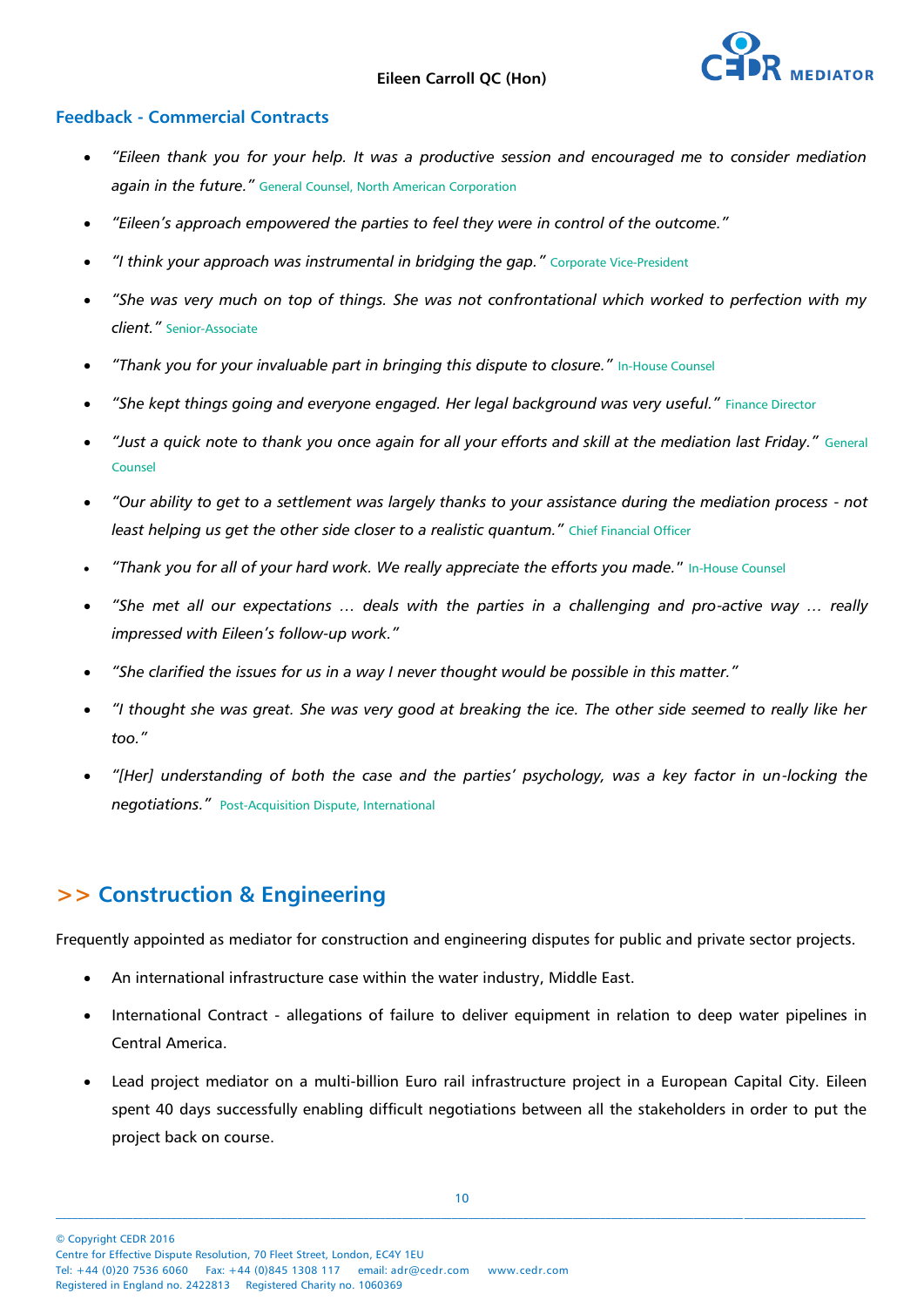## Feedback - Commercial Contracts

- *"Eileen thank you for your help. It was a productive session and encouraged me to consider mediation again in the future."* General Counsel, North American Corporation
- *"Eileen's approach empowered the parties to feel they were in control of the outcome."*
- *"I think your approach was instrumental in bridging the gap."* Corporate Vice-President
- *"She was very much on top of things. She was not confrontational which worked to perfection with my client."* Senior-Associate
- *"Thank you for your invaluable part in bringing this dispute to closure."* In-House Counsel
- *"She kept things going and everyone engaged. Her legal background was very useful."* Finance Director
- *"Just a quick note to thank you once again for all your efforts and skill at the mediation last Friday."* General Counsel
- *"Our ability to get to a settlement was largely thanks to your assistance during the mediation process - not least helping us get the other side closer to a realistic quantum."* Chief Financial Officer
- *"Thank you for all of your hard work. We really appreciate the efforts you made."* In-House Counsel
- *"She met all our expectations … deals with the parties in a challenging and pro-active way … really impressed with Eileen's follow-up work."*
- *"She clarified the issues for us in a way I never thought would be possible in this matter."*
- *"I thought she was great. She was very good at breaking the ice. The other side seemed to really like her too."*
- *"[Her] understanding of both the case and the parties' psychology, was a key factor in un-locking the negotiations."* Post-Acquisition Dispute, International

## >> Construction & Engineering

Frequently appointed as mediator for construction and engineering disputes for public and private sector projects.

- An international infrastructure case within the water industry, Middle East.
- International Contract - allegations of failure to deliver equipment in relation to deep water pipelines in Central America.
- Lead project mediator on a multi-billion Euro rail infrastructure project in a European Capital City. Eileen spent 40 days successfully enabling difficult negotiations between all the stakeholders in order to put the project back on course.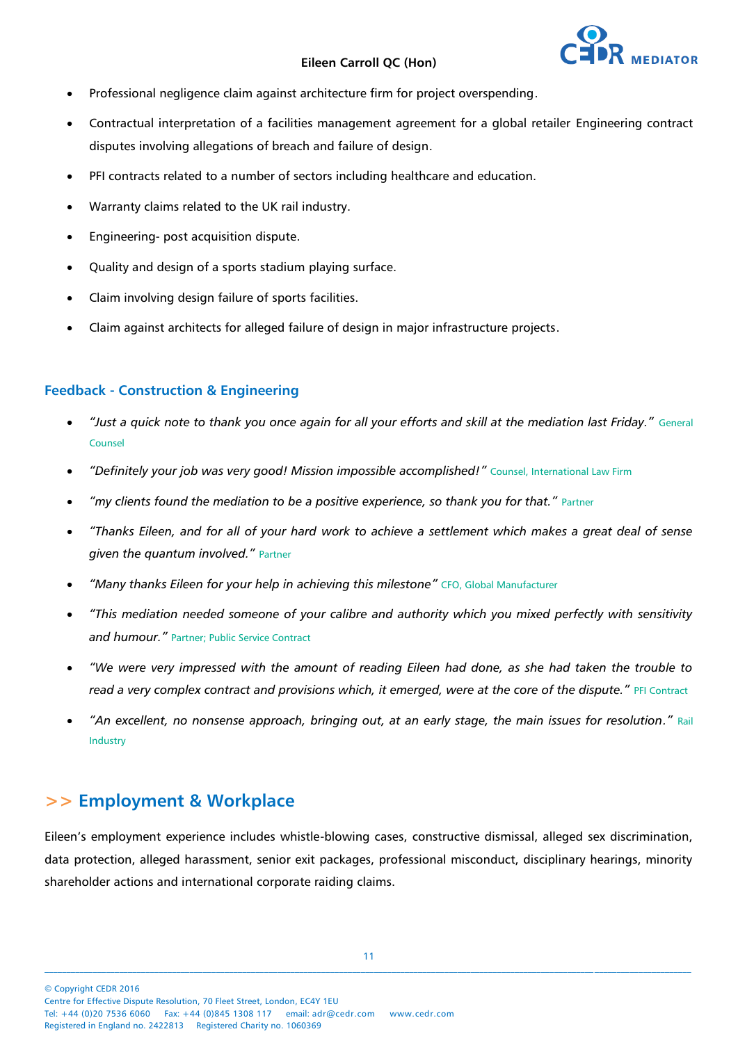- Professional negligence claim against architecture firm for project overspending.
- Contractual interpretation of a facilities management agreement for a global retailer Engineering contract disputes involving allegations of breach and failure of design.
- PFI contracts related to a number of sectors including healthcare and education.
- Warranty claims related to the UK rail industry.
- Engineering- post acquisition dispute.
- Quality and design of a sports stadium playing surface.
- Claim involving design failure of sports facilities.
- Claim against architects for alleged failure of design in major infrastructure projects.

### Feedback - Construction & Engineering

- *"Just a quick note to thank you once again for all your efforts and skill at the mediation last Friday."* General Counsel
- *"Definitely your job was very good! Mission impossible accomplished!"* Counsel, International Law Firm
- *"my clients found the mediation to be a positive experience, so thank you for that."* Partner
- *"Thanks Eileen, and for all of your hard work to achieve a settlement which makes a great deal of sense given the quantum involved."* Partner
- *"Many thanks Eileen for your help in achieving this milestone"* CFO, Global Manufacturer
- *"This mediation needed someone of your calibre and authority which you mixed perfectly with sensitivity and humour."* Partner; Public Service Contract
- *"We were very impressed with the amount of reading Eileen had done, as she had taken the trouble to read a very complex contract and provisions which, it emerged, were at the core of the dispute."* PFI Contract
- *"An excellent, no nonsense approach, bringing out, at an early stage, the main issues for resolution."* Rail Industry

## >> Employment & Workplace

Eileen's employment experience includes whistle-blowing cases, constructive dismissal, alleged sex discrimination, data protection, alleged harassment, senior exit packages, professional misconduct, disciplinary hearings, minority shareholder actions and international corporate raiding claims.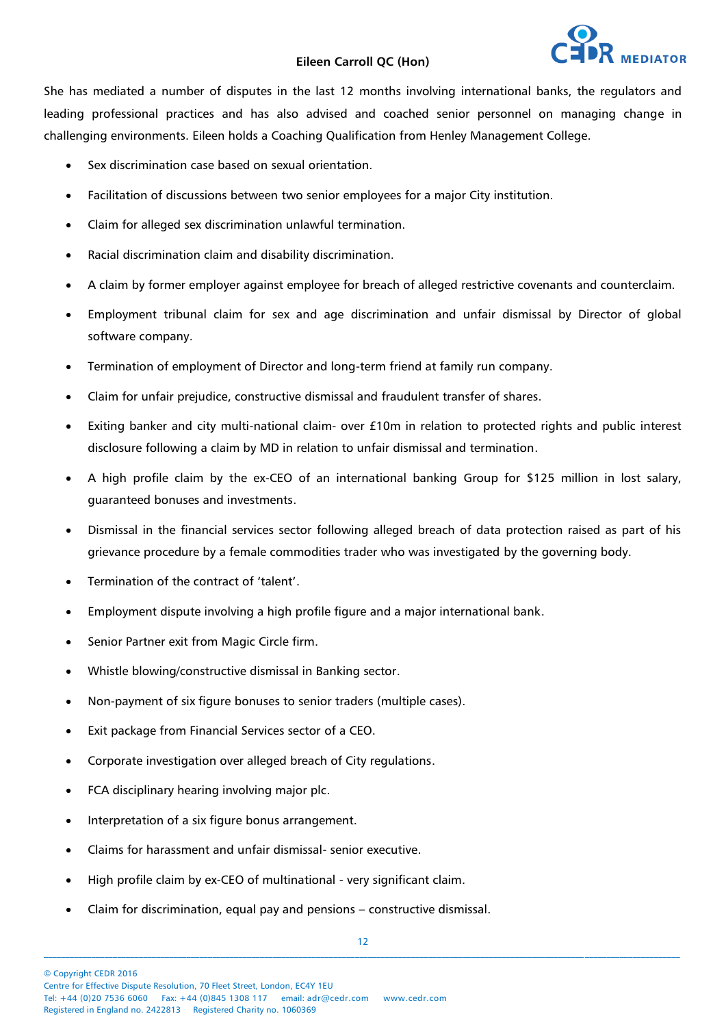She has mediated a number of disputes in the last 12 months involving international banks, the regulators and leading professional practices and has also advised and coached senior personnel on managing change in challenging environments. Eileen holds a Coaching Qualification from Henley Management College.

- Sex discrimination case based on sexual orientation.
- Facilitation of discussions between two senior employees for a major City institution.
- Claim for alleged sex discrimination unlawful termination.
- Racial discrimination claim and disability discrimination.
- A claim by former employer against employee for breach of alleged restrictive covenants and counterclaim.
- Employment tribunal claim for sex and age discrimination and unfair dismissal by Director of global software company.
- Termination of employment of Director and long-term friend at family run company.
- Claim for unfair prejudice, constructive dismissal and fraudulent transfer of shares.
- Exiting banker and city multi-national claim- over £10m in relation to protected rights and public interest disclosure following a claim by MD in relation to unfair dismissal and termination.
- A high profile claim by the ex-CEO of an international banking Group for $125 million in lost salary, guaranteed bonuses and investments.
- Dismissal in the financial services sector following alleged breach of data protection raised as part of his grievance procedure by a female commodities trader who was investigated by the governing body.
- Termination of the contract of 'talent'.
- Employment dispute involving a high profile figure and a major international bank.
- Senior Partner exit from Magic Circle firm.
- Whistle blowing/constructive dismissal in Banking sector.
- Non-payment of six figure bonuses to senior traders (multiple cases).
- Exit package from Financial Services sector of a CEO.
- Corporate investigation over alleged breach of City regulations.
- FCA disciplinary hearing involving major plc.
- Interpretation of a six figure bonus arrangement.
- Claims for harassment and unfair dismissal- senior executive.
- High profile claim by ex-CEO of multinational - very significant claim.
- Claim for discrimination, equal pay and pensions – constructive dismissal.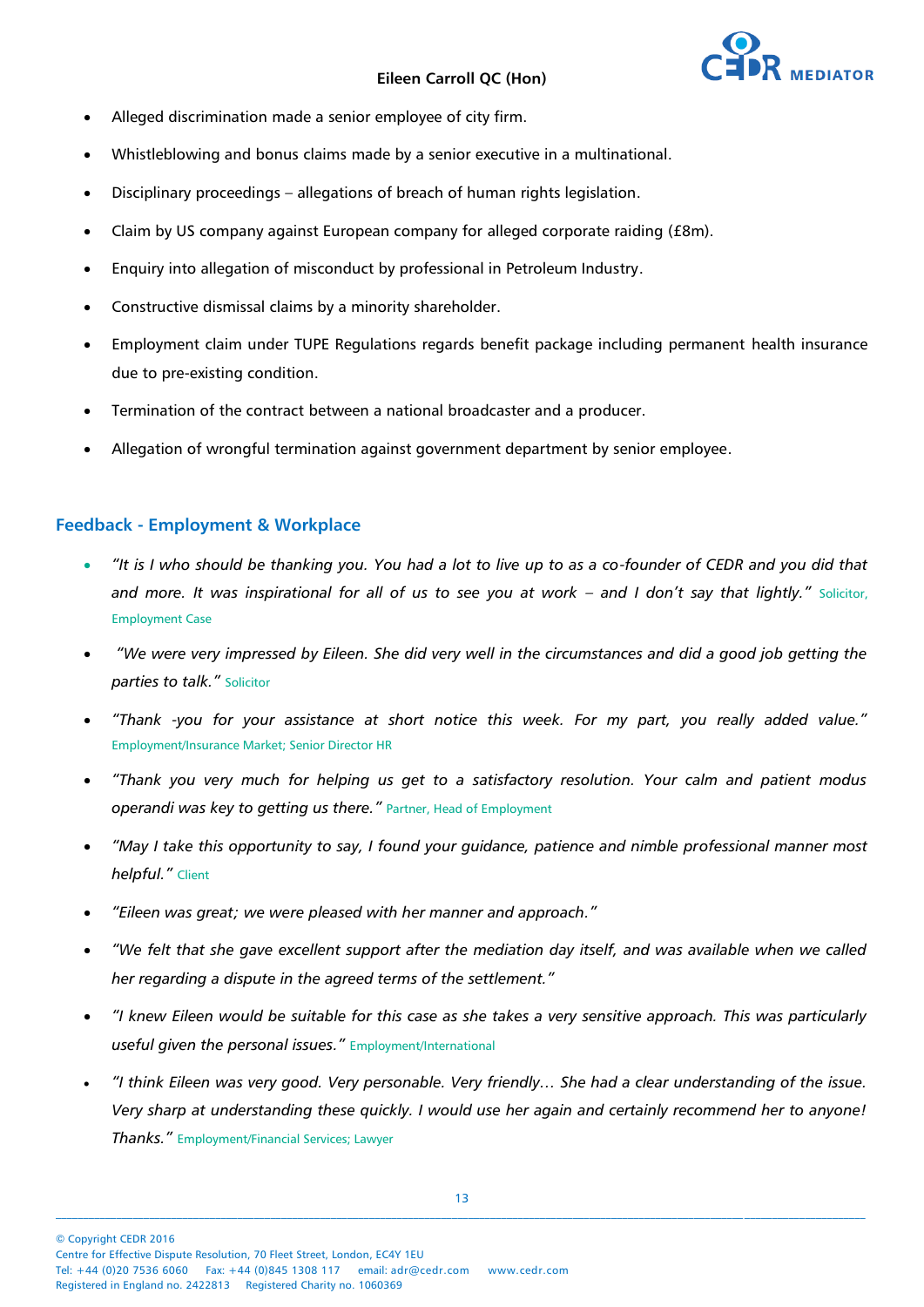- Alleged discrimination made a senior employee of city firm.
- Whistleblowing and bonus claims made by a senior executive in a multinational.
- Disciplinary proceedings – allegations of breach of human rights legislation.
- Claim by US company against European company for alleged corporate raiding (£8m).
- Enquiry into allegation of misconduct by professional in Petroleum Industry.
- Constructive dismissal claims by a minority shareholder.
- Employment claim under TUPE Regulations regards benefit package including permanent health insurance due to pre-existing condition.
- Termination of the contract between a national broadcaster and a producer.
- Allegation of wrongful termination against government department by senior employee.

## Feedback - Employment & Workplace

- *"It is I who should be thanking you. You had a lot to live up to as a co-founder of CEDR and you did that and more. It was inspirational for all of us to see you at work – and I don't say that lightly."* Solicitor, Employment Case
- *"We were very impressed by Eileen. She did very well in the circumstances and did a good job getting the parties to talk."* Solicitor
- *"Thank -you for your assistance at short notice this week. For my part, you really added value."* Employment/Insurance Market; Senior Director HR
- *"Thank you very much for helping us get to a satisfactory resolution. Your calm and patient modus operandi was key to getting us there."* Partner, Head of Employment
- *"May I take this opportunity to say, I found your guidance, patience and nimble professional manner most helpful."* Client
- *"Eileen was great; we were pleased with her manner and approach."*
- *"We felt that she gave excellent support after the mediation day itself, and was available when we called her regarding a dispute in the agreed terms of the settlement."*
- *"I knew Eileen would be suitable for this case as she takes a very sensitive approach. This was particularly useful given the personal issues."* Employment/International
- *"I think Eileen was very good. Very personable. Very friendly… She had a clear understanding of the issue. Very sharp at understanding these quickly. I would use her again and certainly recommend her to anyone! Thanks."* Employment/Financial Services; Lawyer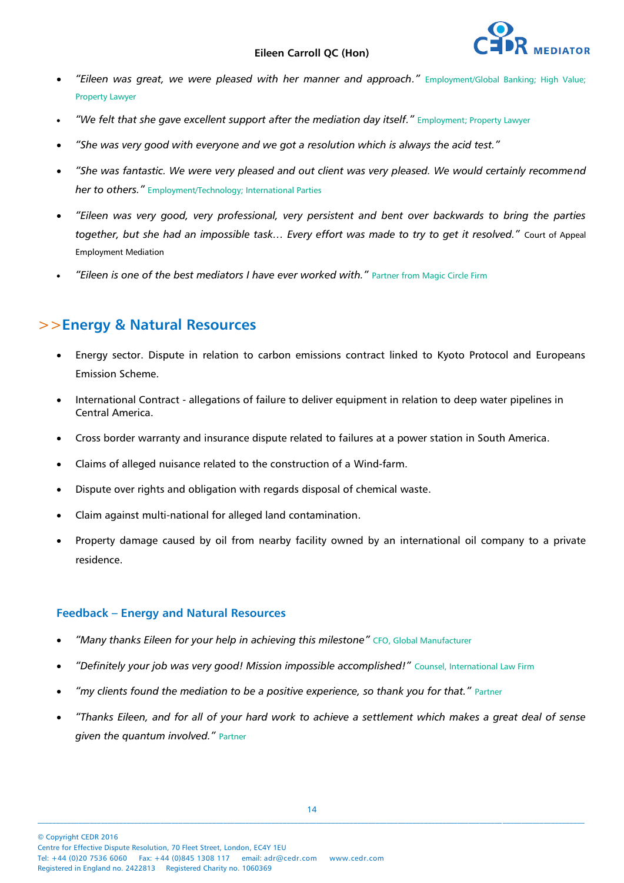- *"Eileen was great, we were pleased with her manner and approach."* Employment/Global Banking; High Value; Property Lawyer
- *"We felt that she gave excellent support after the mediation day itself."* Employment; Property Lawyer
- *"She was very good with everyone and we got a resolution which is always the acid test."*
- *"She was fantastic. We were very pleased and out client was very pleased. We would certainly recommend her to others."* Employment/Technology; International Parties
- *"Eileen was very good, very professional, very persistent and bent over backwards to bring the parties together, but she had an impossible task… Every effort was made to try to get it resolved."* Court of Appeal Employment Mediation
- *"Eileen is one of the best mediators I have ever worked with."* Partner from Magic Circle Firm

## >>Energy & Natural Resources

- Energy sector. Dispute in relation to carbon emissions contract linked to Kyoto Protocol and Europeans Emission Scheme.
- International Contract - allegations of failure to deliver equipment in relation to deep water pipelines in Central America.
- Cross border warranty and insurance dispute related to failures at a power station in South America.
- Claims of alleged nuisance related to the construction of a Wind-farm.
- Dispute over rights and obligation with regards disposal of chemical waste.
- Claim against multi-national for alleged land contamination.
- Property damage caused by oil from nearby facility owned by an international oil company to a private residence.

### Feedback – Energy and Natural Resources

- *"Many thanks Eileen for your help in achieving this milestone"* CFO, Global Manufacturer
- *"Definitely your job was very good! Mission impossible accomplished!"* Counsel, International Law Firm
- *"my clients found the mediation to be a positive experience, so thank you for that."* Partner
- *"Thanks Eileen, and for all of your hard work to achieve a settlement which makes a great deal of sense given the quantum involved."* Partner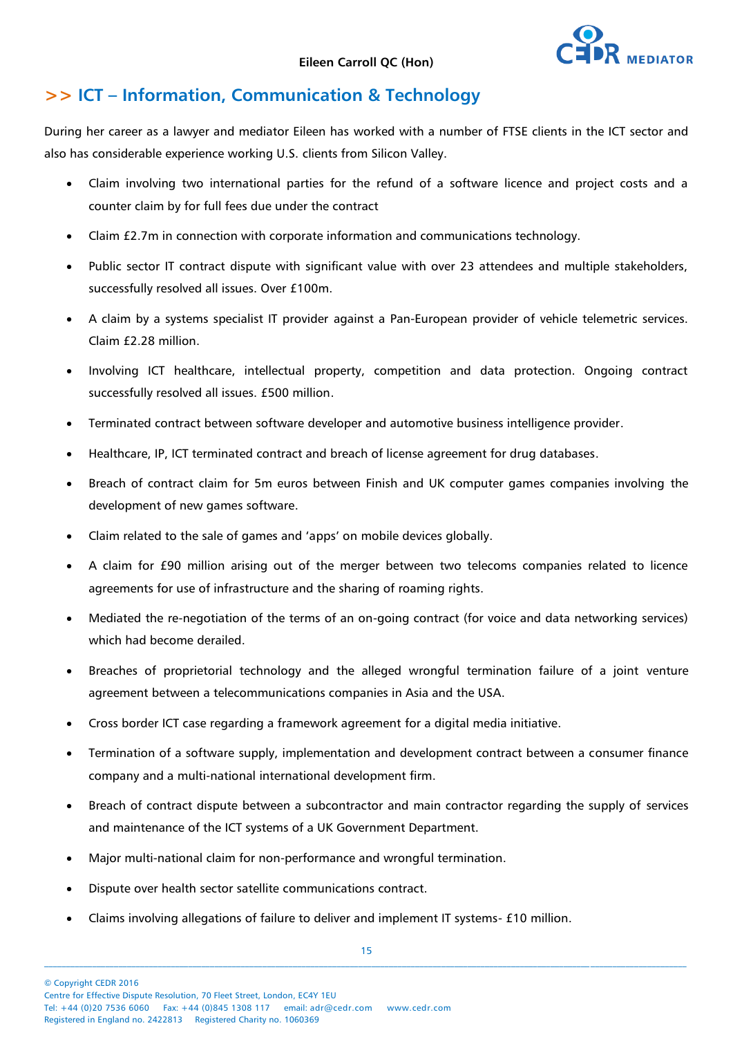## >> ICT – Information, Communication & Technology

During her career as a lawyer and mediator Eileen has worked with a number of FTSE clients in the ICT sector and also has considerable experience working U.S. clients from Silicon Valley.

- Claim involving two international parties for the refund of a software licence and project costs and a counter claim by for full fees due under the contract
- Claim £2.7m in connection with corporate information and communications technology.
- Public sector IT contract dispute with significant value with over 23 attendees and multiple stakeholders, successfully resolved all issues. Over £100m.
- A claim by a systems specialist IT provider against a Pan-European provider of vehicle telemetric services. Claim £2.28 million.
- Involving ICT healthcare, intellectual property, competition and data protection. Ongoing contract successfully resolved all issues. £500 million.
- Terminated contract between software developer and automotive business intelligence provider.
- Healthcare, IP, ICT terminated contract and breach of license agreement for drug databases.
- Breach of contract claim for 5m euros between Finish and UK computer games companies involving the development of new games software.
- Claim related to the sale of games and 'apps' on mobile devices globally.
- A claim for £90 million arising out of the merger between two telecoms companies related to licence agreements for use of infrastructure and the sharing of roaming rights.
- Mediated the re-negotiation of the terms of an on-going contract (for voice and data networking services) which had become derailed.
- Breaches of proprietorial technology and the alleged wrongful termination failure of a joint venture agreement between a telecommunications companies in Asia and the USA.
- Cross border ICT case regarding a framework agreement for a digital media initiative.
- Termination of a software supply, implementation and development contract between a consumer finance company and a multi-national international development firm.
- Breach of contract dispute between a subcontractor and main contractor regarding the supply of services and maintenance of the ICT systems of a UK Government Department.
- Major multi-national claim for non-performance and wrongful termination.
- Dispute over health sector satellite communications contract.
- Claims involving allegations of failure to deliver and implement IT systems- £10 million.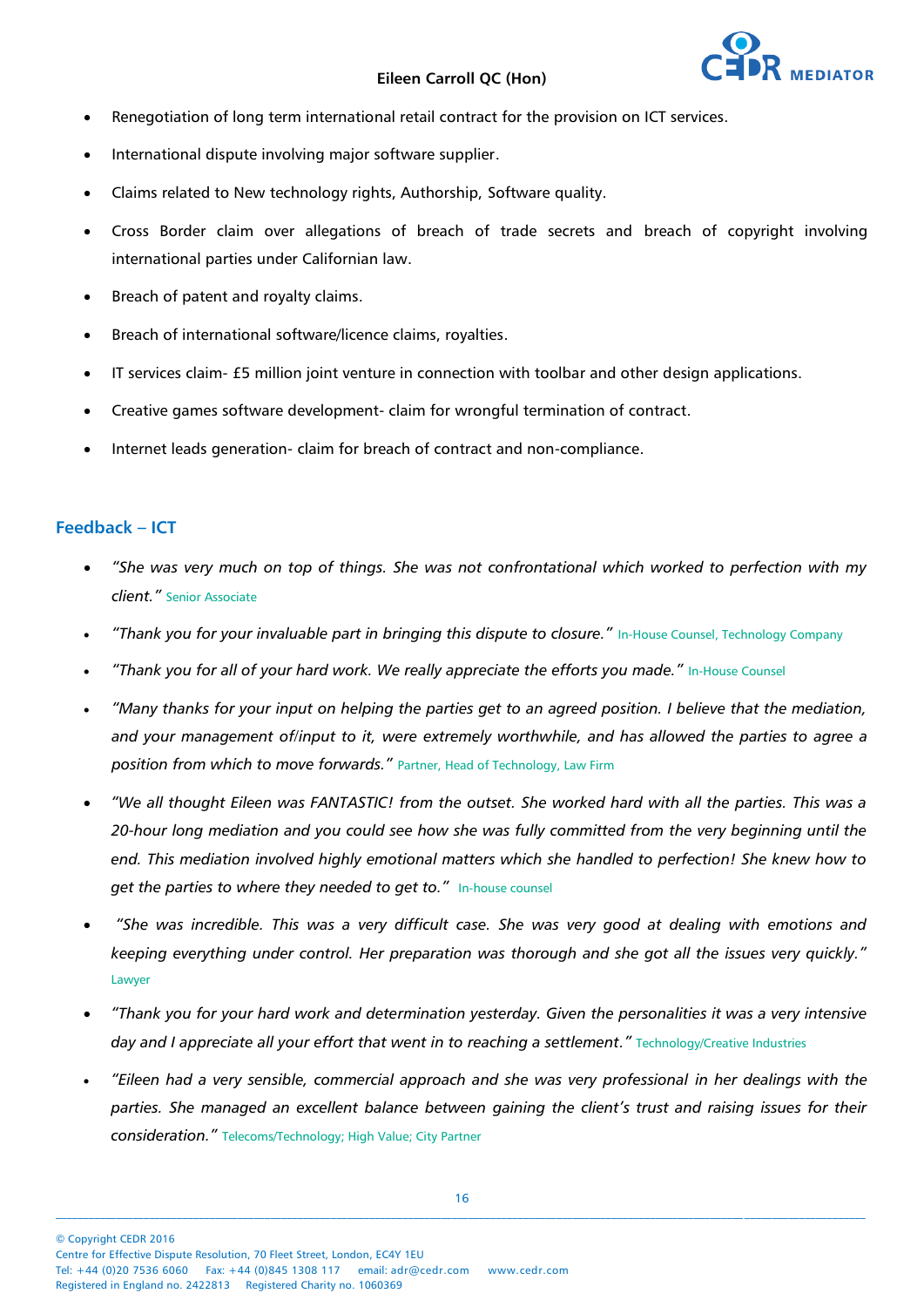- Renegotiation of long term international retail contract for the provision on ICT services.
- International dispute involving major software supplier.
- Claims related to New technology rights, Authorship, Software quality.
- Cross Border claim over allegations of breach of trade secrets and breach of copyright involving international parties under Californian law.
- Breach of patent and royalty claims.
- Breach of international software/licence claims, royalties.
- IT services claim- £5 million joint venture in connection with toolbar and other design applications.
- Creative games software development- claim for wrongful termination of contract.
- Internet leads generation- claim for breach of contract and non-compliance.

## Feedback – ICT

- *"She was very much on top of things. She was not confrontational which worked to perfection with my client."* Senior Associate
- *"Thank you for your invaluable part in bringing this dispute to closure."* In-House Counsel, Technology Company
- *"Thank you for all of your hard work. We really appreciate the efforts you made."* In-House Counsel
- *"Many thanks for your input on helping the parties get to an agreed position. I believe that the mediation, and your management of/input to it, were extremely worthwhile, and has allowed the parties to agree a position from which to move forwards."* Partner, Head of Technology, Law Firm
- *"We all thought Eileen was FANTASTIC! from the outset. She worked hard with all the parties. This was a 20-hour long mediation and you could see how she was fully committed from the very beginning until the end. This mediation involved highly emotional matters which she handled to perfection! She knew how to get the parties to where they needed to get to."* In-house counsel
- *"She was incredible. This was a very difficult case. She was very good at dealing with emotions and keeping everything under control. Her preparation was thorough and she got all the issues very quickly."* Lawyer
- *"Thank you for your hard work and determination yesterday. Given the personalities it was a very intensive day and I appreciate all your effort that went in to reaching a settlement."* Technology/Creative Industries
- *"Eileen had a very sensible, commercial approach and she was very professional in her dealings with the parties. She managed an excellent balance between gaining the client's trust and raising issues for their consideration."* Telecoms/Technology; High Value; City Partner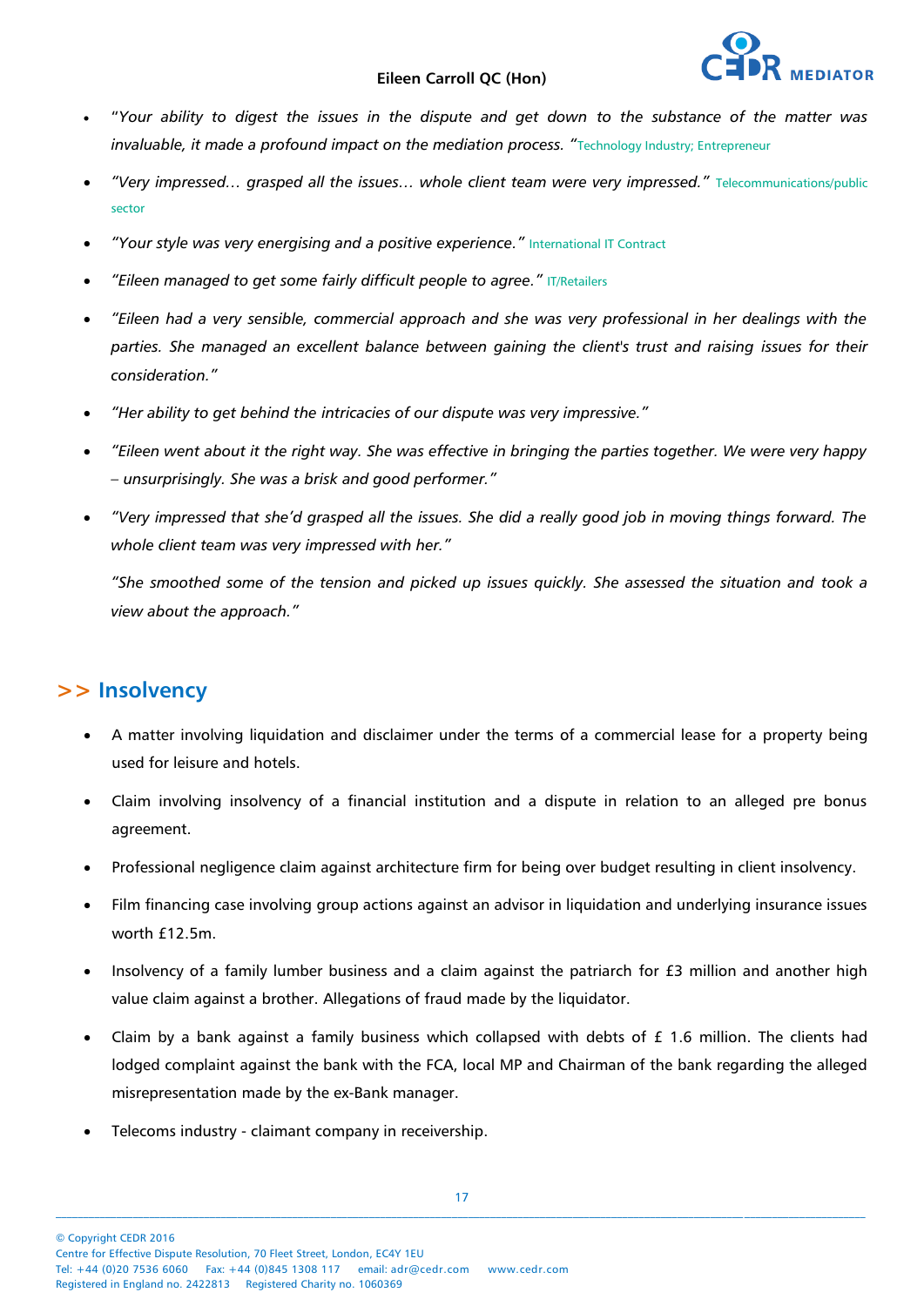- "*Your ability to digest the issues in the dispute and get down to the substance of the matter was invaluable, it made a profound impact on the mediation process.* "Technology Industry; Entrepreneur

- *"Very impressed… grasped all the issues… whole client team were very impressed."* Telecommunications/public sector

- *"Your style was very energising and a positive experience."* International IT Contract

- *"Eileen managed to get some fairly difficult people to agree."* IT/Retailers

- *"Eileen had a very sensible, commercial approach and she was very professional in her dealings with the parties. She managed an excellent balance between gaining the client's trust and raising issues for their consideration."*

- *"Her ability to get behind the intricacies of our dispute was very impressive."*

- *"Eileen went about it the right way. She was effective in bringing the parties together. We were very happy – unsurprisingly. She was a brisk and good performer."*

- *"Very impressed that she'd grasped all the issues. She did a really good job in moving things forward. The whole client team was very impressed with her."*

  *"She smoothed some of the tension and picked up issues quickly. She assessed the situation and took a view about the approach."*

## >> Insolvency

- A matter involving liquidation and disclaimer under the terms of a commercial lease for a property being used for leisure and hotels.

- Claim involving insolvency of a financial institution and a dispute in relation to an alleged pre bonus agreement.

- Professional negligence claim against architecture firm for being over budget resulting in client insolvency.

- Film financing case involving group actions against an advisor in liquidation and underlying insurance issues worth £12.5m.

- Insolvency of a family lumber business and a claim against the patriarch for £3 million and another high value claim against a brother. Allegations of fraud made by the liquidator.

- Claim by a bank against a family business which collapsed with debts of £ 1.6 million. The clients had lodged complaint against the bank with the FCA, local MP and Chairman of the bank regarding the alleged misrepresentation made by the ex-Bank manager.

- Telecoms industry - claimant company in receivership.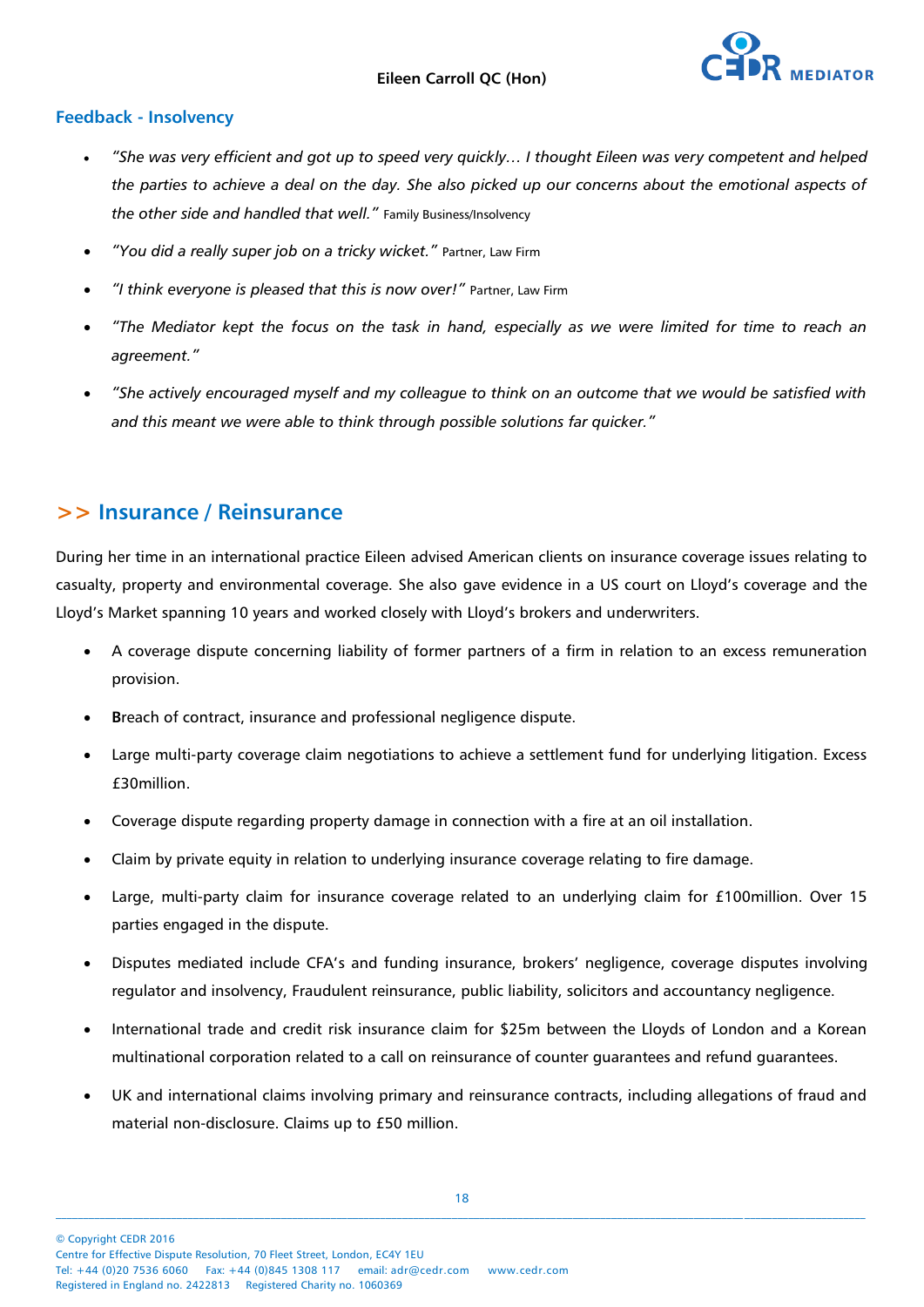### Feedback - Insolvency

- *"She was very efficient and got up to speed very quickly… I thought Eileen was very competent and helped the parties to achieve a deal on the day. She also picked up our concerns about the emotional aspects of the other side and handled that well."* Family Business/Insolvency
- *"You did a really super job on a tricky wicket."* Partner, Law Firm
- *"I think everyone is pleased that this is now over!"* Partner, Law Firm
- *"The Mediator kept the focus on the task in hand, especially as we were limited for time to reach an agreement."*
- *"She actively encouraged myself and my colleague to think on an outcome that we would be satisfied with and this meant we were able to think through possible solutions far quicker."*

## >> Insurance / Reinsurance

During her time in an international practice Eileen advised American clients on insurance coverage issues relating to casualty, property and environmental coverage. She also gave evidence in a US court on Lloyd's coverage and the Lloyd's Market spanning 10 years and worked closely with Lloyd's brokers and underwriters.

- A coverage dispute concerning liability of former partners of a firm in relation to an excess remuneration provision.
- **B**reach of contract, insurance and professional negligence dispute.
- Large multi-party coverage claim negotiations to achieve a settlement fund for underlying litigation. Excess £30million.
- Coverage dispute regarding property damage in connection with a fire at an oil installation.
- Claim by private equity in relation to underlying insurance coverage relating to fire damage.
- Large, multi-party claim for insurance coverage related to an underlying claim for £100million. Over 15 parties engaged in the dispute.
- Disputes mediated include CFA's and funding insurance, brokers' negligence, coverage disputes involving regulator and insolvency, Fraudulent reinsurance, public liability, solicitors and accountancy negligence.
- International trade and credit risk insurance claim for $25m between the Lloyds of London and a Korean multinational corporation related to a call on reinsurance of counter guarantees and refund guarantees.
- UK and international claims involving primary and reinsurance contracts, including allegations of fraud and material non-disclosure. Claims up to £50 million.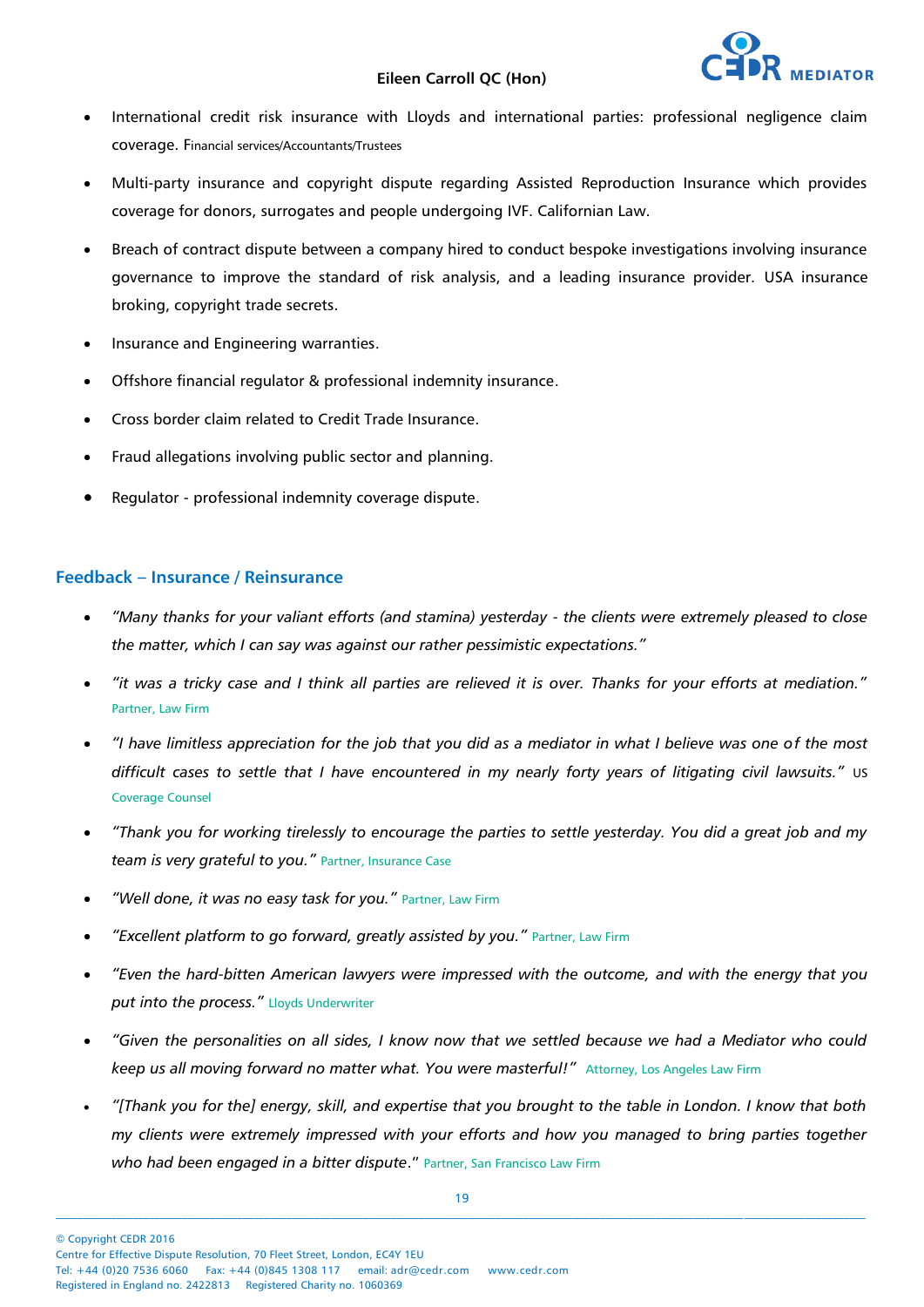- International credit risk insurance with Lloyds and international parties: professional negligence claim coverage. Financial services/Accountants/Trustees
- Multi-party insurance and copyright dispute regarding Assisted Reproduction Insurance which provides coverage for donors, surrogates and people undergoing IVF. Californian Law.
- Breach of contract dispute between a company hired to conduct bespoke investigations involving insurance governance to improve the standard of risk analysis, and a leading insurance provider. USA insurance broking, copyright trade secrets.
- Insurance and Engineering warranties.
- Offshore financial regulator & professional indemnity insurance.
- Cross border claim related to Credit Trade Insurance.
- Fraud allegations involving public sector and planning.
- Regulator - professional indemnity coverage dispute.

## Feedback – Insurance / Reinsurance

- *"Many thanks for your valiant efforts (and stamina) yesterday - the clients were extremely pleased to close the matter, which I can say was against our rather pessimistic expectations."*
- *"it was a tricky case and I think all parties are relieved it is over. Thanks for your efforts at mediation."* Partner, Law Firm
- *"I have limitless appreciation for the job that you did as a mediator in what I believe was one of the most difficult cases to settle that I have encountered in my nearly forty years of litigating civil lawsuits."* US Coverage Counsel
- *"Thank you for working tirelessly to encourage the parties to settle yesterday. You did a great job and my team is very grateful to you."* Partner, Insurance Case
- *"Well done, it was no easy task for you."* Partner, Law Firm
- *"Excellent platform to go forward, greatly assisted by you."* Partner, Law Firm
- *"Even the hard-bitten American lawyers were impressed with the outcome, and with the energy that you put into the process."* Lloyds Underwriter
- *"Given the personalities on all sides, I know now that we settled because we had a Mediator who could keep us all moving forward no matter what. You were masterful!"* Attorney, Los Angeles Law Firm
- *"[Thank you for the] energy, skill, and expertise that you brought to the table in London. I know that both my clients were extremely impressed with your efforts and how you managed to bring parties together who had been engaged in a bitter dispute."* Partner, San Francisco Law Firm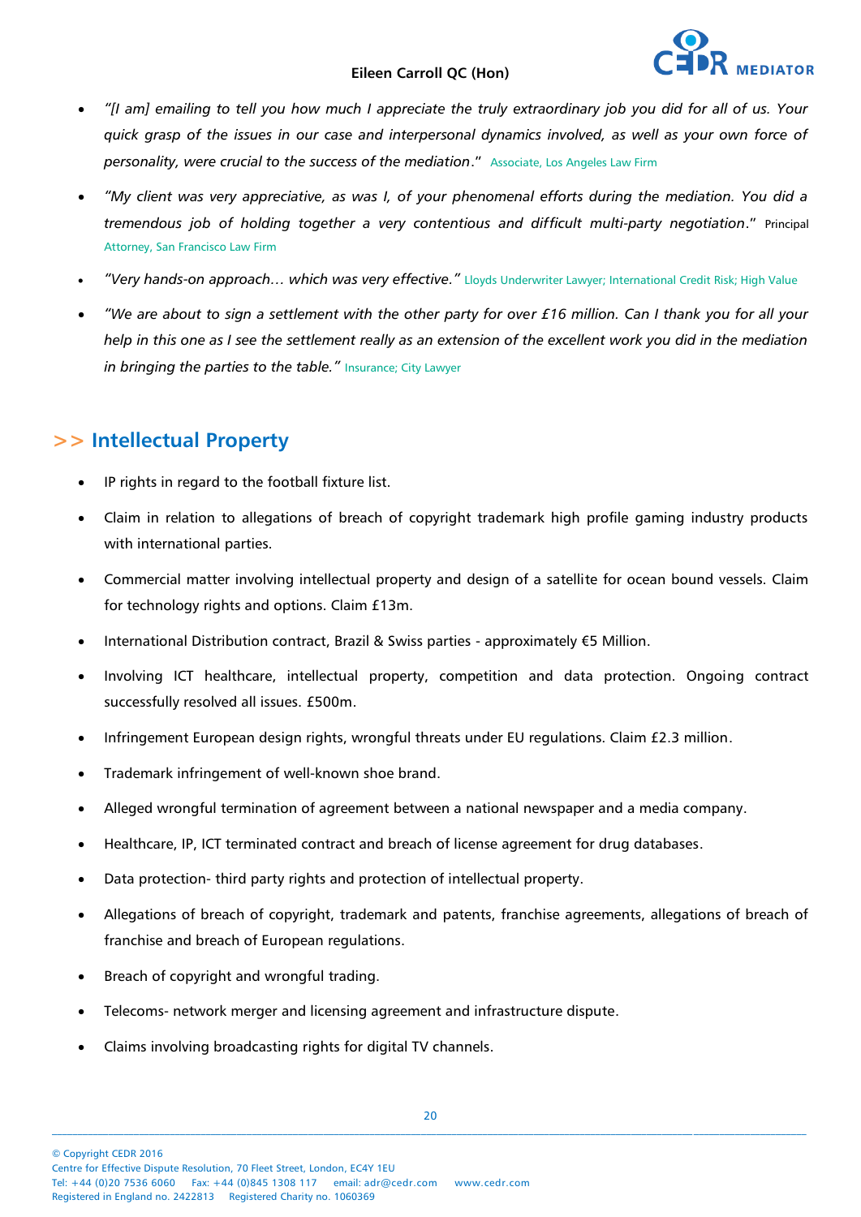- *"[I am] emailing to tell you how much I appreciate the truly extraordinary job you did for all of us. Your quick grasp of the issues in our case and interpersonal dynamics involved, as well as your own force of personality, were crucial to the success of the mediation."* Associate, Los Angeles Law Firm
- *"My client was very appreciative, as was I, of your phenomenal efforts during the mediation. You did a tremendous job of holding together a very contentious and difficult multi-party negotiation."* Principal Attorney, San Francisco Law Firm
- *"Very hands-on approach… which was very effective."* Lloyds Underwriter Lawyer; International Credit Risk; High Value
- *"We are about to sign a settlement with the other party for over £16 million. Can I thank you for all your help in this one as I see the settlement really as an extension of the excellent work you did in the mediation in bringing the parties to the table."* Insurance; City Lawyer

## >> Intellectual Property

- IP rights in regard to the football fixture list.
- Claim in relation to allegations of breach of copyright trademark high profile gaming industry products with international parties.
- Commercial matter involving intellectual property and design of a satellite for ocean bound vessels. Claim for technology rights and options. Claim £13m.
- International Distribution contract, Brazil & Swiss parties - approximately €5 Million.
- Involving ICT healthcare, intellectual property, competition and data protection. Ongoing contract successfully resolved all issues. £500m.
- Infringement European design rights, wrongful threats under EU regulations. Claim £2.3 million.
- Trademark infringement of well-known shoe brand.
- Alleged wrongful termination of agreement between a national newspaper and a media company.
- Healthcare, IP, ICT terminated contract and breach of license agreement for drug databases.
- Data protection- third party rights and protection of intellectual property.
- Allegations of breach of copyright, trademark and patents, franchise agreements, allegations of breach of franchise and breach of European regulations.
- Breach of copyright and wrongful trading.
- Telecoms- network merger and licensing agreement and infrastructure dispute.
- Claims involving broadcasting rights for digital TV channels.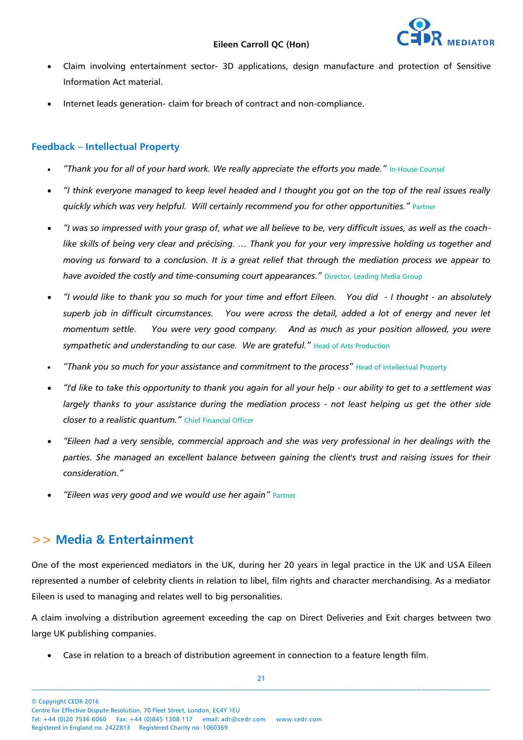- Claim involving entertainment sector- 3D applications, design manufacture and protection of Sensitive Information Act material.
- Internet leads generation- claim for breach of contract and non-compliance.

### Feedback – Intellectual Property

- *"Thank you for all of your hard work. We really appreciate the efforts you made."* In-House Counsel
- *"I think everyone managed to keep level headed and I thought you got on the top of the real issues really quickly which was very helpful. Will certainly recommend you for other opportunities."* Partner
- *"I was so impressed with your grasp of, what we all believe to be, very difficult issues, as well as the coach-like skills of being very clear and précising. … Thank you for your very impressive holding us together and moving us forward to a conclusion. It is a great relief that through the mediation process we appear to have avoided the costly and time-consuming court appearances."* Director, Leading Media Group
- *"I would like to thank you so much for your time and effort Eileen. You did - I thought - an absolutely superb job in difficult circumstances. You were across the detail, added a lot of energy and never let momentum settle. You were very good company. And as much as your position allowed, you were sympathetic and understanding to our case. We are grateful."* Head of Arts Production
- *"Thank you so much for your assistance and commitment to the process"* Head of Intellectual Property
- *"I'd like to take this opportunity to thank you again for all your help - our ability to get to a settlement was largely thanks to your assistance during the mediation process - not least helping us get the other side closer to a realistic quantum."* Chief Financial Officer
- *"Eileen had a very sensible, commercial approach and she was very professional in her dealings with the parties. She managed an excellent balance between gaining the client's trust and raising issues for their consideration."*
- *"Eileen was very good and we would use her again"* Partner

## >> Media & Entertainment

One of the most experienced mediators in the UK, during her 20 years in legal practice in the UK and USA Eileen represented a number of celebrity clients in relation to libel, film rights and character merchandising. As a mediator Eileen is used to managing and relates well to big personalities.

A claim involving a distribution agreement exceeding the cap on Direct Deliveries and Exit charges between two large UK publishing companies.

- Case in relation to a breach of distribution agreement in connection to a feature length film.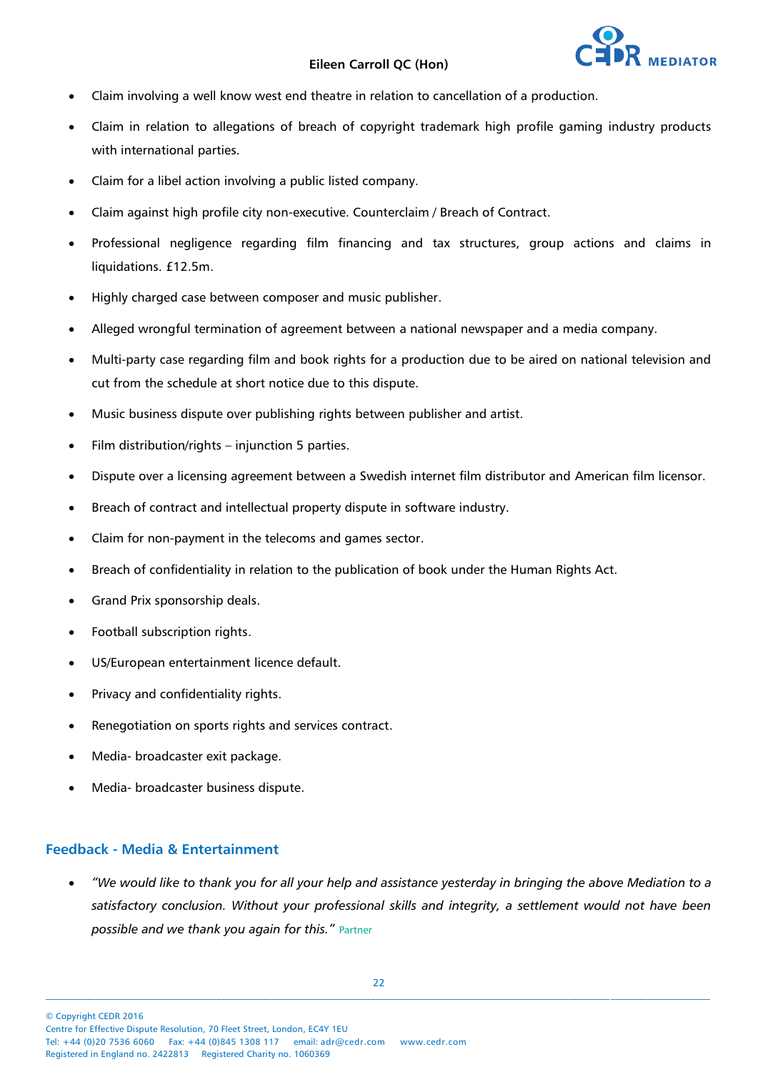- Claim involving a well know west end theatre in relation to cancellation of a production.
- Claim in relation to allegations of breach of copyright trademark high profile gaming industry products with international parties.
- Claim for a libel action involving a public listed company.
- Claim against high profile city non-executive. Counterclaim / Breach of Contract.
- Professional negligence regarding film financing and tax structures, group actions and claims in liquidations. £12.5m.
- Highly charged case between composer and music publisher.
- Alleged wrongful termination of agreement between a national newspaper and a media company.
- Multi-party case regarding film and book rights for a production due to be aired on national television and cut from the schedule at short notice due to this dispute.
- Music business dispute over publishing rights between publisher and artist.
- Film distribution/rights – injunction 5 parties.
- Dispute over a licensing agreement between a Swedish internet film distributor and American film licensor.
- Breach of contract and intellectual property dispute in software industry.
- Claim for non-payment in the telecoms and games sector.
- Breach of confidentiality in relation to the publication of book under the Human Rights Act.
- Grand Prix sponsorship deals.
- Football subscription rights.
- US/European entertainment licence default.
- Privacy and confidentiality rights.
- Renegotiation on sports rights and services contract.
- Media- broadcaster exit package.
- Media- broadcaster business dispute.

## Feedback - Media & Entertainment

- *"We would like to thank you for all your help and assistance yesterday in bringing the above Mediation to a satisfactory conclusion. Without your professional skills and integrity, a settlement would not have been possible and we thank you again for this."* Partner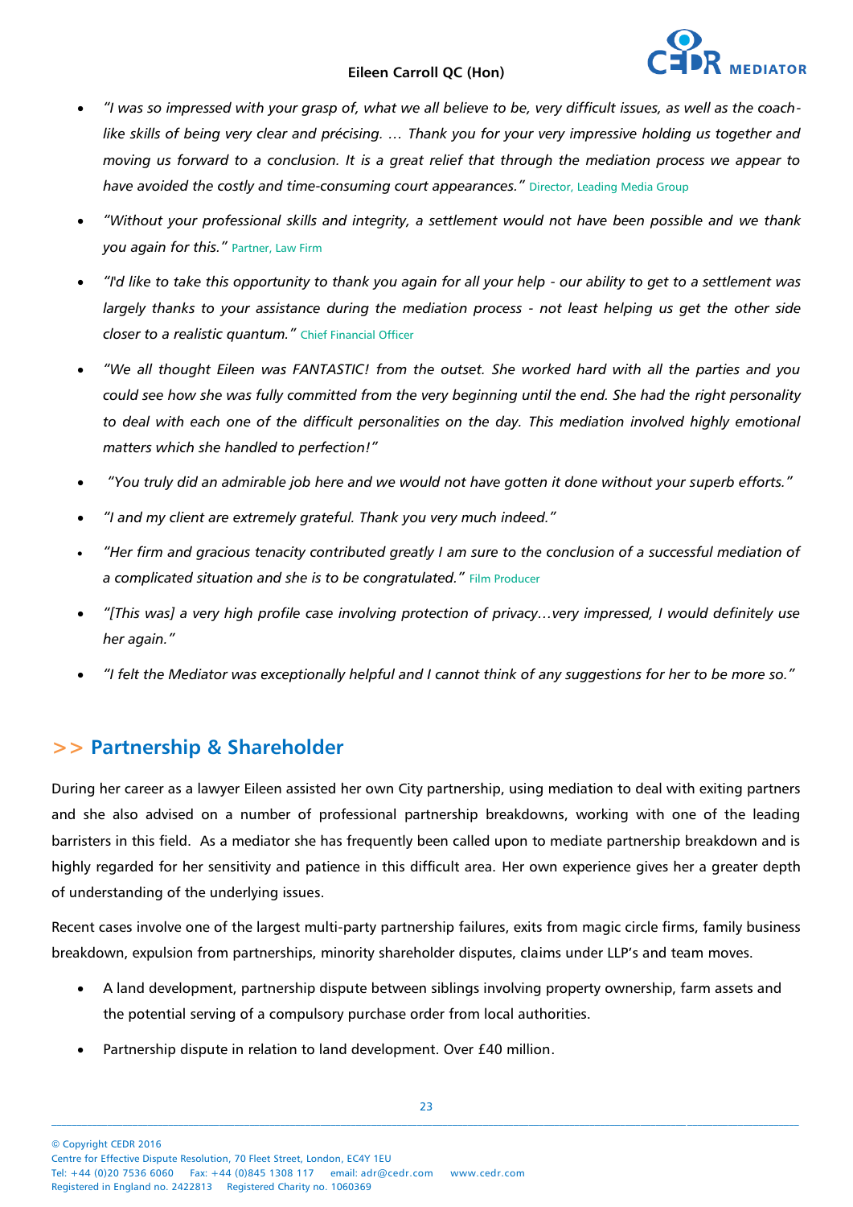- *"I was so impressed with your grasp of, what we all believe to be, very difficult issues, as well as the coach-like skills of being very clear and précising. … Thank you for your very impressive holding us together and moving us forward to a conclusion. It is a great relief that through the mediation process we appear to have avoided the costly and time-consuming court appearances."* Director, Leading Media Group

- *"Without your professional skills and integrity, a settlement would not have been possible and we thank you again for this."* Partner, Law Firm

- *"I'd like to take this opportunity to thank you again for all your help - our ability to get to a settlement was largely thanks to your assistance during the mediation process - not least helping us get the other side closer to a realistic quantum."* Chief Financial Officer

- *"We all thought Eileen was FANTASTIC! from the outset. She worked hard with all the parties and you could see how she was fully committed from the very beginning until the end. She had the right personality to deal with each one of the difficult personalities on the day. This mediation involved highly emotional matters which she handled to perfection!"*

- *"You truly did an admirable job here and we would not have gotten it done without your superb efforts."*

- *"I and my client are extremely grateful. Thank you very much indeed."*

- *"Her firm and gracious tenacity contributed greatly I am sure to the conclusion of a successful mediation of a complicated situation and she is to be congratulated."* Film Producer

- *"[This was] a very high profile case involving protection of privacy…very impressed, I would definitely use her again."*

- *"I felt the Mediator was exceptionally helpful and I cannot think of any suggestions for her to be more so."*

## >> Partnership & Shareholder

During her career as a lawyer Eileen assisted her own City partnership, using mediation to deal with exiting partners and she also advised on a number of professional partnership breakdowns, working with one of the leading barristers in this field. As a mediator she has frequently been called upon to mediate partnership breakdown and is highly regarded for her sensitivity and patience in this difficult area. Her own experience gives her a greater depth of understanding of the underlying issues.

Recent cases involve one of the largest multi-party partnership failures, exits from magic circle firms, family business breakdown, expulsion from partnerships, minority shareholder disputes, claims under LLP's and team moves.

- A land development, partnership dispute between siblings involving property ownership, farm assets and the potential serving of a compulsory purchase order from local authorities.
- Partnership dispute in relation to land development. Over £40 million.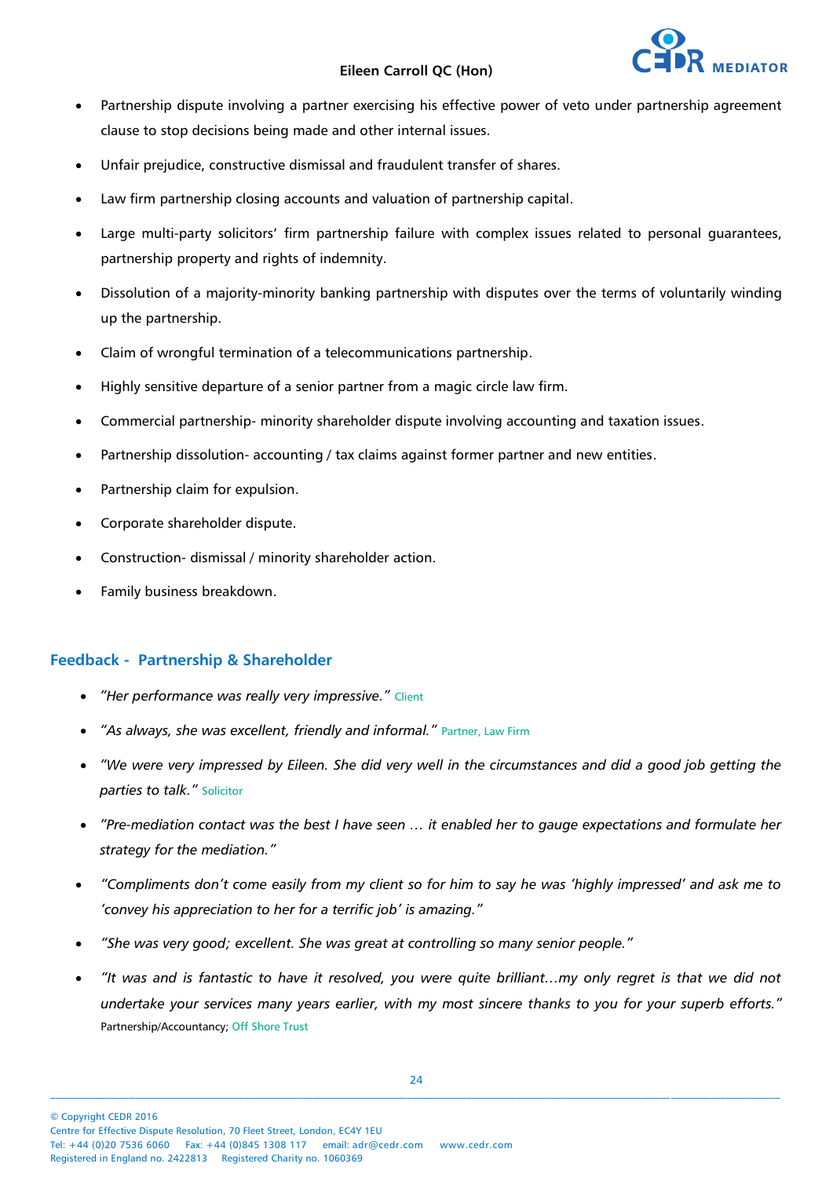- Partnership dispute involving a partner exercising his effective power of veto under partnership agreement clause to stop decisions being made and other internal issues.
- Unfair prejudice, constructive dismissal and fraudulent transfer of shares.
- Law firm partnership closing accounts and valuation of partnership capital.
- Large multi-party solicitors' firm partnership failure with complex issues related to personal guarantees, partnership property and rights of indemnity.
- Dissolution of a majority-minority banking partnership with disputes over the terms of voluntarily winding up the partnership.
- Claim of wrongful termination of a telecommunications partnership.
- Highly sensitive departure of a senior partner from a magic circle law firm.
- Commercial partnership- minority shareholder dispute involving accounting and taxation issues.
- Partnership dissolution- accounting / tax claims against former partner and new entities.
- Partnership claim for expulsion.
- Corporate shareholder dispute.
- Construction- dismissal / minority shareholder action.
- Family business breakdown.

## Feedback - Partnership & Shareholder

- *"Her performance was really very impressive."* Client
- *"As always, she was excellent, friendly and informal."* Partner, Law Firm
- *"We were very impressed by Eileen. She did very well in the circumstances and did a good job getting the parties to talk."* Solicitor
- *"Pre-mediation contact was the best I have seen … it enabled her to gauge expectations and formulate her strategy for the mediation."*
- *"Compliments don't come easily from my client so for him to say he was 'highly impressed' and ask me to 'convey his appreciation to her for a terrific job' is amazing."*
- *"She was very good; excellent. She was great at controlling so many senior people."*
- *"It was and is fantastic to have it resolved, you were quite brilliant…my only regret is that we did not undertake your services many years earlier, with my most sincere thanks to you for your superb efforts."* Partnership/Accountancy; Off Shore Trust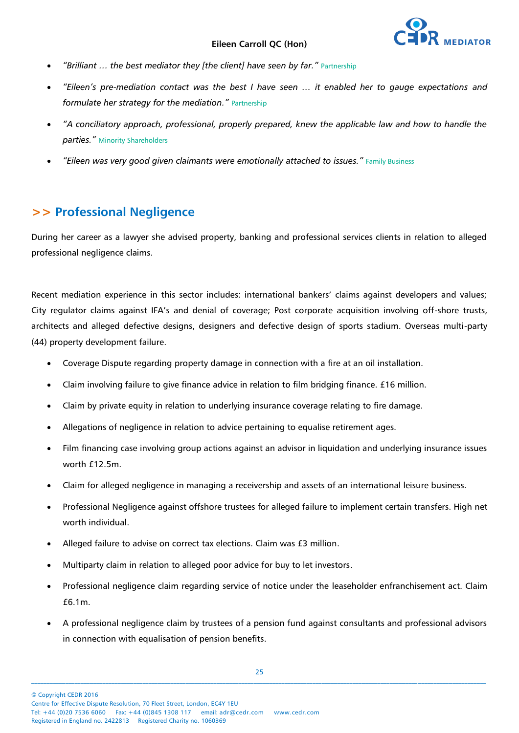- *"Brilliant … the best mediator they [the client] have seen by far."* Partnership
- *"Eileen's pre-mediation contact was the best I have seen … it enabled her to gauge expectations and formulate her strategy for the mediation."* Partnership
- *"A conciliatory approach, professional, properly prepared, knew the applicable law and how to handle the parties."* Minority Shareholders
- *"Eileen was very good given claimants were emotionally attached to issues."* Family Business

## >> Professional Negligence

During her career as a lawyer she advised property, banking and professional services clients in relation to alleged professional negligence claims.

Recent mediation experience in this sector includes: international bankers' claims against developers and values; City regulator claims against IFA's and denial of coverage; Post corporate acquisition involving off-shore trusts, architects and alleged defective designs, designers and defective design of sports stadium. Overseas multi-party (44) property development failure.

- Coverage Dispute regarding property damage in connection with a fire at an oil installation.
- Claim involving failure to give finance advice in relation to film bridging finance. £16 million.
- Claim by private equity in relation to underlying insurance coverage relating to fire damage.
- Allegations of negligence in relation to advice pertaining to equalise retirement ages.
- Film financing case involving group actions against an advisor in liquidation and underlying insurance issues worth £12.5m.
- Claim for alleged negligence in managing a receivership and assets of an international leisure business.
- Professional Negligence against offshore trustees for alleged failure to implement certain transfers. High net worth individual.
- Alleged failure to advise on correct tax elections. Claim was £3 million.
- Multiparty claim in relation to alleged poor advice for buy to let investors.
- Professional negligence claim regarding service of notice under the leaseholder enfranchisement act. Claim £6.1m.
- A professional negligence claim by trustees of a pension fund against consultants and professional advisors in connection with equalisation of pension benefits.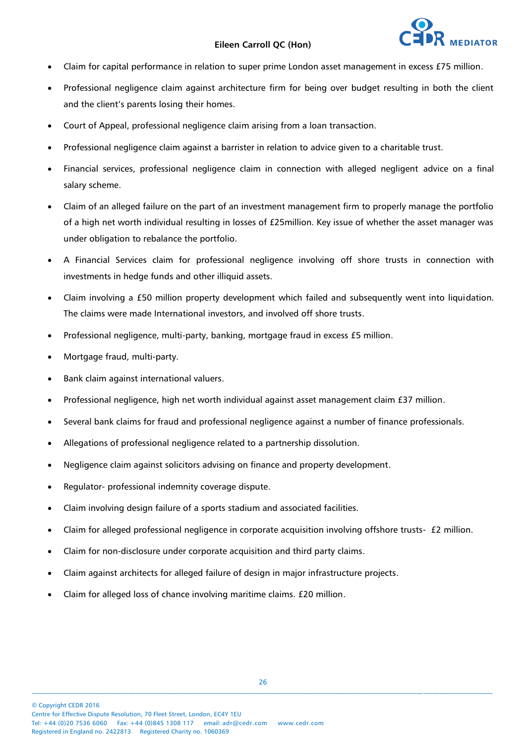- Claim for capital performance in relation to super prime London asset management in excess £75 million.
- Professional negligence claim against architecture firm for being over budget resulting in both the client and the client's parents losing their homes.
- Court of Appeal, professional negligence claim arising from a loan transaction.
- Professional negligence claim against a barrister in relation to advice given to a charitable trust.
- Financial services, professional negligence claim in connection with alleged negligent advice on a final salary scheme.
- Claim of an alleged failure on the part of an investment management firm to properly manage the portfolio of a high net worth individual resulting in losses of £25million. Key issue of whether the asset manager was under obligation to rebalance the portfolio.
- A Financial Services claim for professional negligence involving off shore trusts in connection with investments in hedge funds and other illiquid assets.
- Claim involving a £50 million property development which failed and subsequently went into liquidation. The claims were made International investors, and involved off shore trusts.
- Professional negligence, multi-party, banking, mortgage fraud in excess £5 million.
- Mortgage fraud, multi-party.
- Bank claim against international valuers.
- Professional negligence, high net worth individual against asset management claim £37 million.
- Several bank claims for fraud and professional negligence against a number of finance professionals.
- Allegations of professional negligence related to a partnership dissolution.
- Negligence claim against solicitors advising on finance and property development.
- Regulator- professional indemnity coverage dispute.
- Claim involving design failure of a sports stadium and associated facilities.
- Claim for alleged professional negligence in corporate acquisition involving offshore trusts- £2 million.
- Claim for non-disclosure under corporate acquisition and third party claims.
- Claim against architects for alleged failure of design in major infrastructure projects.
- Claim for alleged loss of chance involving maritime claims. £20 million.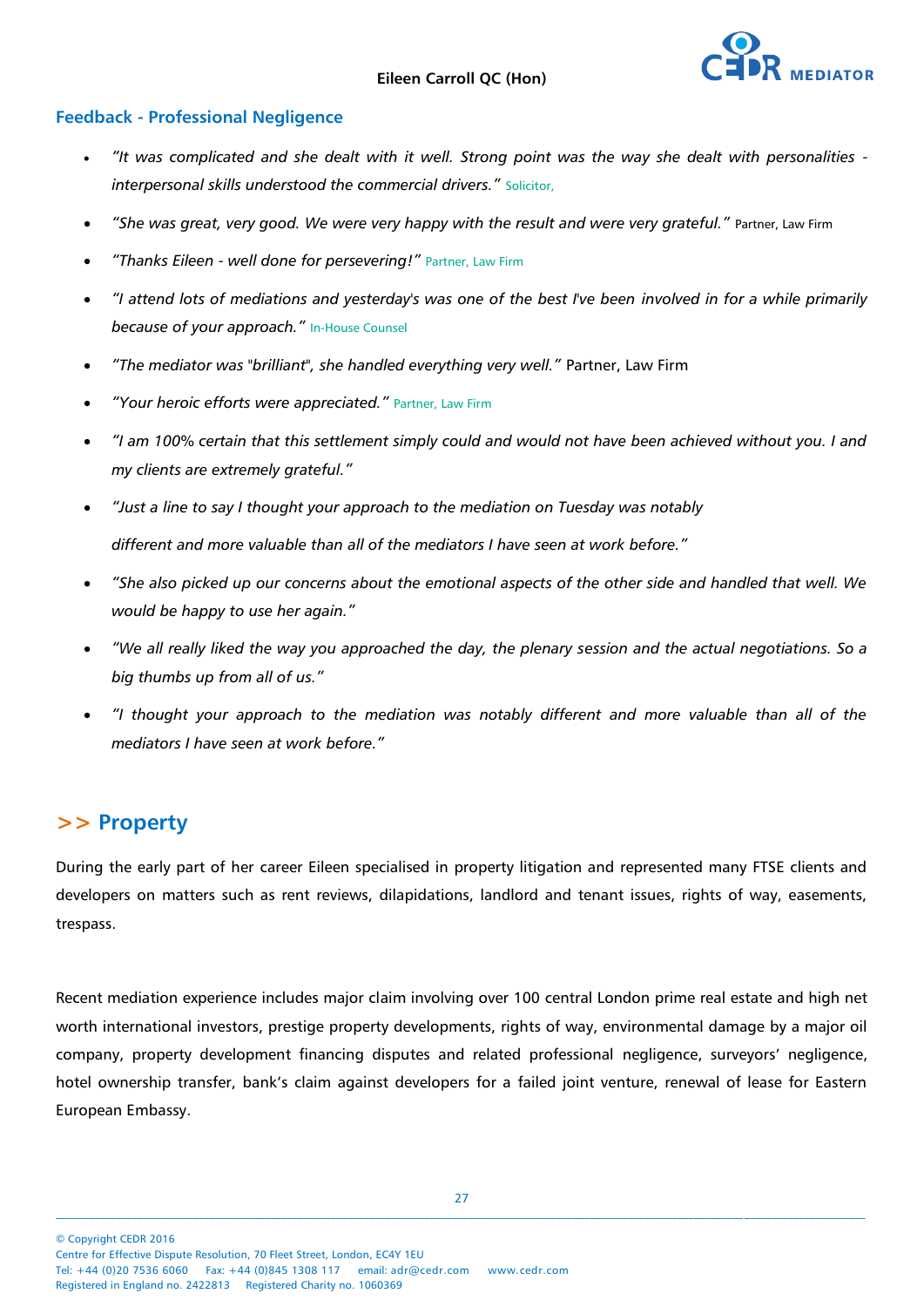## Feedback - Professional Negligence

- *"It was complicated and she dealt with it well. Strong point was the way she dealt with personalities - interpersonal skills understood the commercial drivers."* Solicitor,
- *"She was great, very good. We were very happy with the result and were very grateful."* Partner, Law Firm
- *"Thanks Eileen - well done for persevering!"* Partner, Law Firm
- *"I attend lots of mediations and yesterday's was one of the best I've been involved in for a while primarily because of your approach."* In-House Counsel
- *"The mediator was "brilliant", she handled everything very well."* Partner, Law Firm
- *"Your heroic efforts were appreciated."* Partner, Law Firm
- *"I am 100% certain that this settlement simply could and would not have been achieved without you. I and my clients are extremely grateful."*
- *"Just a line to say I thought your approach to the mediation on Tuesday was notably different and more valuable than all of the mediators I have seen at work before."*
- *"She also picked up our concerns about the emotional aspects of the other side and handled that well. We would be happy to use her again."*
- *"We all really liked the way you approached the day, the plenary session and the actual negotiations. So a big thumbs up from all of us."*
- *"I thought your approach to the mediation was notably different and more valuable than all of the mediators I have seen at work before."*

## >> Property

During the early part of her career Eileen specialised in property litigation and represented many FTSE clients and developers on matters such as rent reviews, dilapidations, landlord and tenant issues, rights of way, easements, trespass.

Recent mediation experience includes major claim involving over 100 central London prime real estate and high net worth international investors, prestige property developments, rights of way, environmental damage by a major oil company, property development financing disputes and related professional negligence, surveyors' negligence, hotel ownership transfer, bank's claim against developers for a failed joint venture, renewal of lease for Eastern European Embassy.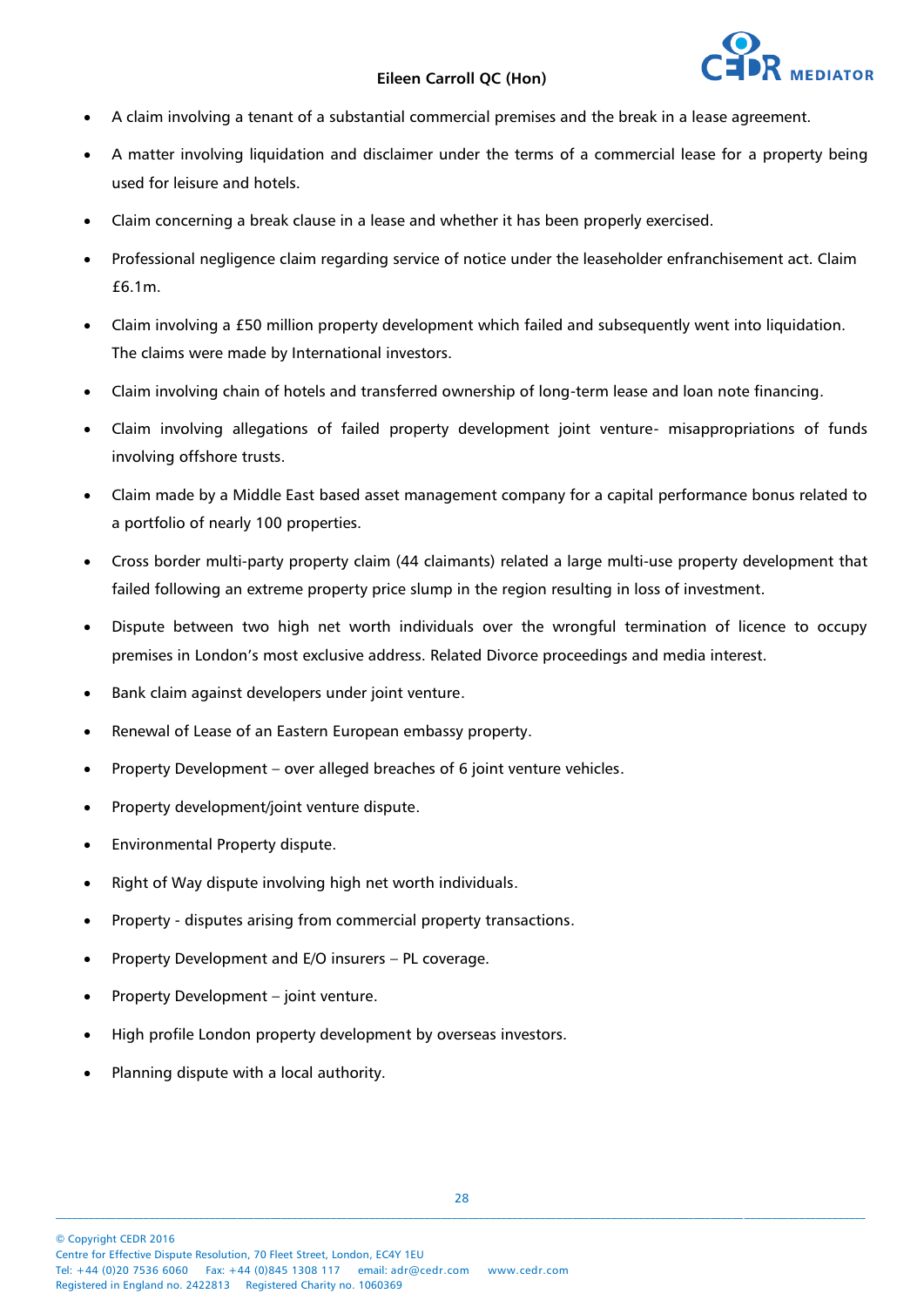- A claim involving a tenant of a substantial commercial premises and the break in a lease agreement.
- A matter involving liquidation and disclaimer under the terms of a commercial lease for a property being used for leisure and hotels.
- Claim concerning a break clause in a lease and whether it has been properly exercised.
- Professional negligence claim regarding service of notice under the leaseholder enfranchisement act. Claim £6.1m.
- Claim involving a £50 million property development which failed and subsequently went into liquidation. The claims were made by International investors.
- Claim involving chain of hotels and transferred ownership of long-term lease and loan note financing.
- Claim involving allegations of failed property development joint venture- misappropriations of funds involving offshore trusts.
- Claim made by a Middle East based asset management company for a capital performance bonus related to a portfolio of nearly 100 properties.
- Cross border multi-party property claim (44 claimants) related a large multi-use property development that failed following an extreme property price slump in the region resulting in loss of investment.
- Dispute between two high net worth individuals over the wrongful termination of licence to occupy premises in London's most exclusive address. Related Divorce proceedings and media interest.
- Bank claim against developers under joint venture.
- Renewal of Lease of an Eastern European embassy property.
- Property Development – over alleged breaches of 6 joint venture vehicles.
- Property development/joint venture dispute.
- Environmental Property dispute.
- Right of Way dispute involving high net worth individuals.
- Property - disputes arising from commercial property transactions.
- Property Development and E/O insurers – PL coverage.
- Property Development – joint venture.
- High profile London property development by overseas investors.
- Planning dispute with a local authority.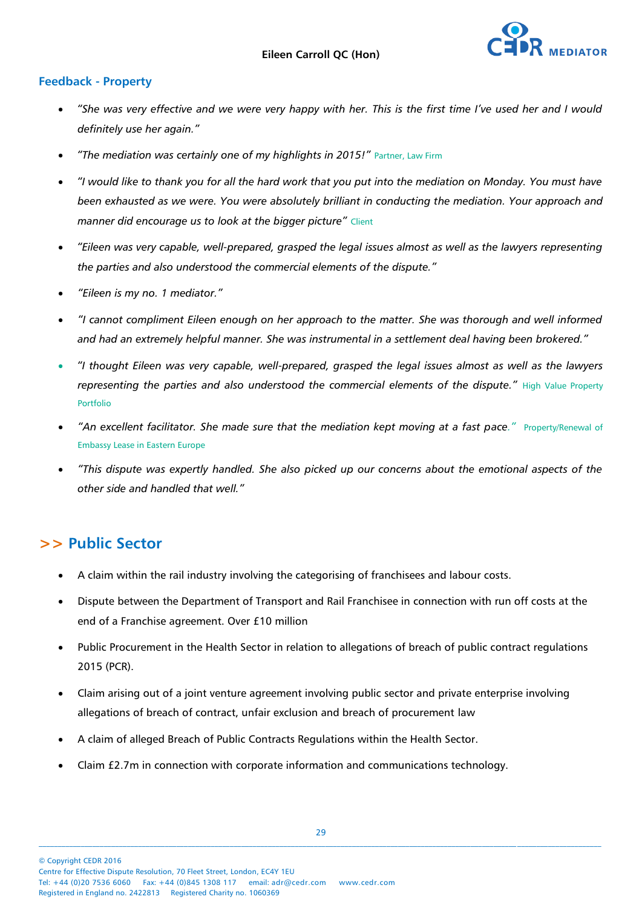### Feedback - Property

- *"She was very effective and we were very happy with her. This is the first time I've used her and I would definitely use her again."*
- *"The mediation was certainly one of my highlights in 2015!"* Partner, Law Firm
- *"I would like to thank you for all the hard work that you put into the mediation on Monday. You must have been exhausted as we were. You were absolutely brilliant in conducting the mediation. Your approach and manner did encourage us to look at the bigger picture"* Client
- *"Eileen was very capable, well-prepared, grasped the legal issues almost as well as the lawyers representing the parties and also understood the commercial elements of the dispute."*
- *"Eileen is my no. 1 mediator."*
- *"I cannot compliment Eileen enough on her approach to the matter. She was thorough and well informed and had an extremely helpful manner. She was instrumental in a settlement deal having been brokered."*
- *"I thought Eileen was very capable, well-prepared, grasped the legal issues almost as well as the lawyers representing the parties and also understood the commercial elements of the dispute."* High Value Property Portfolio
- *"An excellent facilitator. She made sure that the mediation kept moving at a fast pace."* Property/Renewal of Embassy Lease in Eastern Europe
- *"This dispute was expertly handled. She also picked up our concerns about the emotional aspects of the other side and handled that well."*

## >> Public Sector

- A claim within the rail industry involving the categorising of franchisees and labour costs.
- Dispute between the Department of Transport and Rail Franchisee in connection with run off costs at the end of a Franchise agreement. Over £10 million
- Public Procurement in the Health Sector in relation to allegations of breach of public contract regulations 2015 (PCR).
- Claim arising out of a joint venture agreement involving public sector and private enterprise involving allegations of breach of contract, unfair exclusion and breach of procurement law
- A claim of alleged Breach of Public Contracts Regulations within the Health Sector.
- Claim £2.7m in connection with corporate information and communications technology.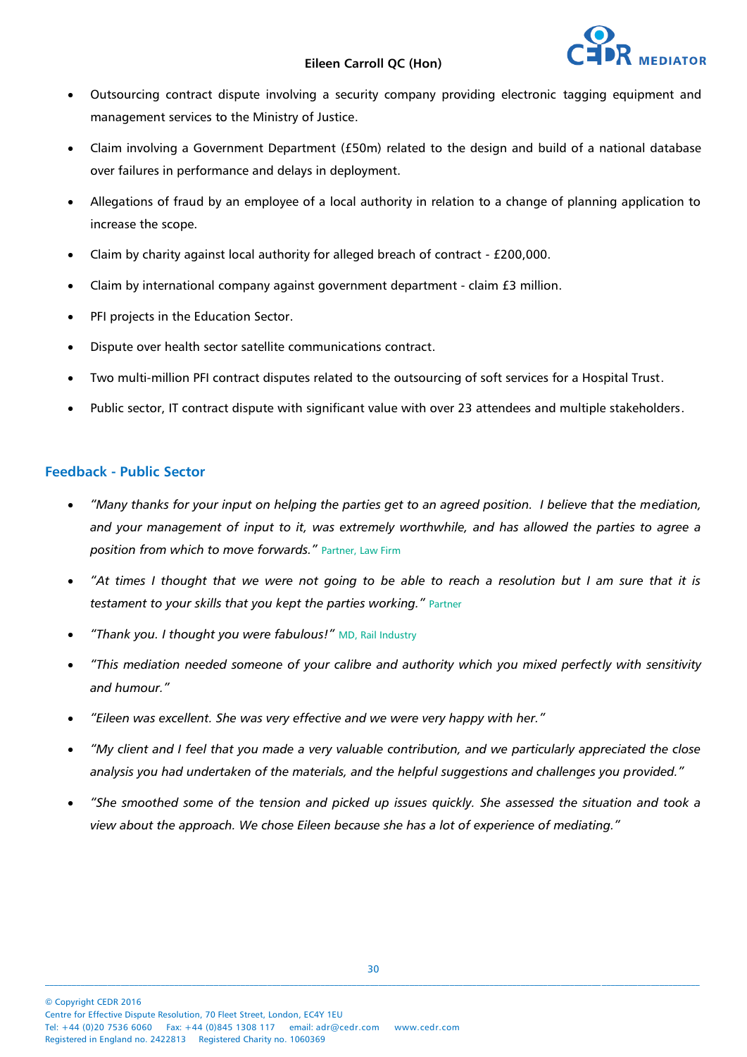- Outsourcing contract dispute involving a security company providing electronic tagging equipment and management services to the Ministry of Justice.
- Claim involving a Government Department (£50m) related to the design and build of a national database over failures in performance and delays in deployment.
- Allegations of fraud by an employee of a local authority in relation to a change of planning application to increase the scope.
- Claim by charity against local authority for alleged breach of contract - £200,000.
- Claim by international company against government department - claim £3 million.
- PFI projects in the Education Sector.
- Dispute over health sector satellite communications contract.
- Two multi-million PFI contract disputes related to the outsourcing of soft services for a Hospital Trust.
- Public sector, IT contract dispute with significant value with over 23 attendees and multiple stakeholders.

## Feedback - Public Sector

- *"Many thanks for your input on helping the parties get to an agreed position. I believe that the mediation, and your management of input to it, was extremely worthwhile, and has allowed the parties to agree a position from which to move forwards."* Partner, Law Firm
- *"At times I thought that we were not going to be able to reach a resolution but I am sure that it is testament to your skills that you kept the parties working."* Partner
- *"Thank you. I thought you were fabulous!"* MD, Rail Industry
- *"This mediation needed someone of your calibre and authority which you mixed perfectly with sensitivity and humour."*
- *"Eileen was excellent. She was very effective and we were very happy with her."*
- *"My client and I feel that you made a very valuable contribution, and we particularly appreciated the close analysis you had undertaken of the materials, and the helpful suggestions and challenges you provided."*
- *"She smoothed some of the tension and picked up issues quickly. She assessed the situation and took a view about the approach. We chose Eileen because she has a lot of experience of mediating."*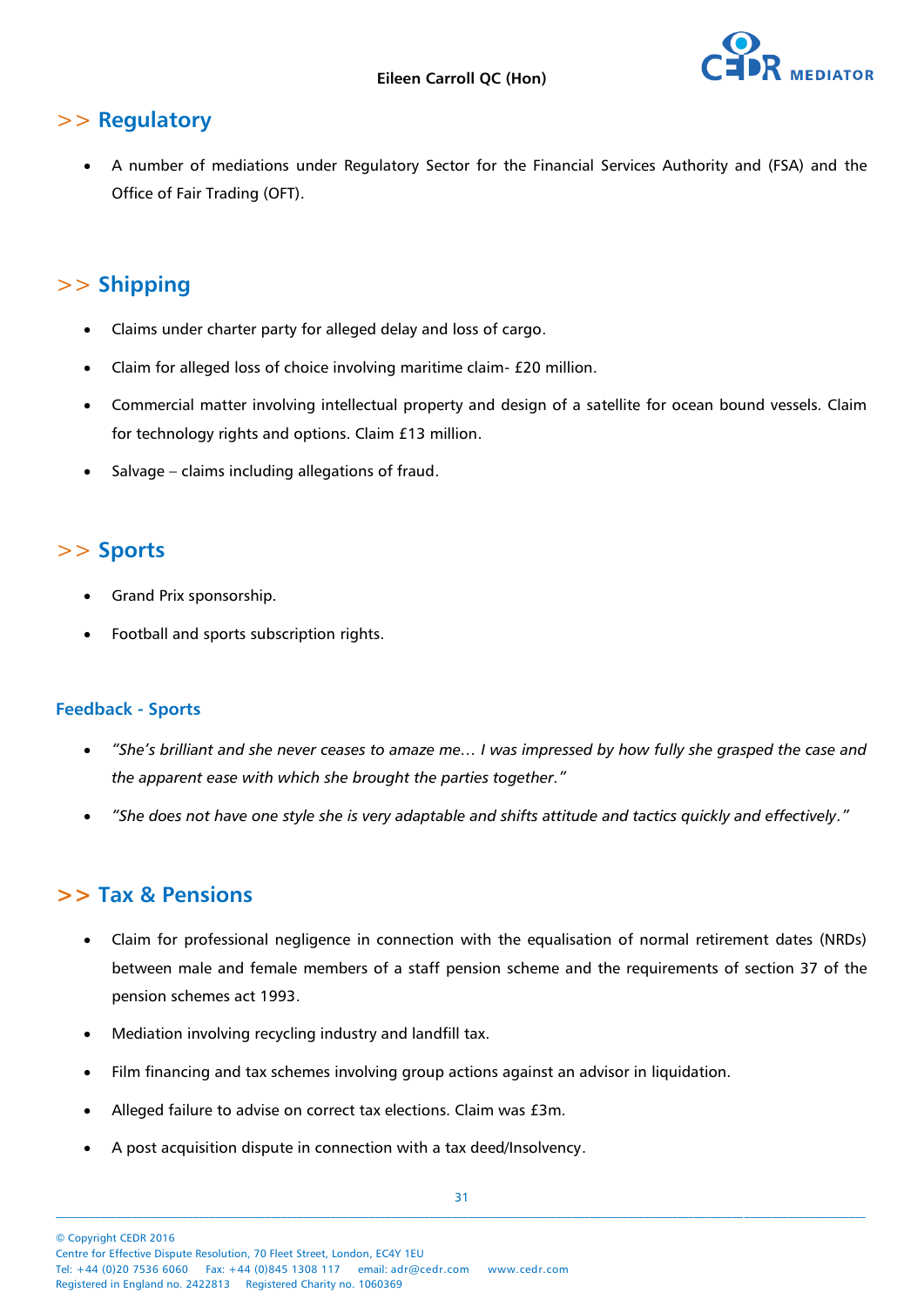## >> Regulatory

- A number of mediations under Regulatory Sector for the Financial Services Authority and (FSA) and the Office of Fair Trading (OFT).

## >> Shipping

- Claims under charter party for alleged delay and loss of cargo.
- Claim for alleged loss of choice involving maritime claim- £20 million.
- Commercial matter involving intellectual property and design of a satellite for ocean bound vessels. Claim for technology rights and options. Claim £13 million.
- Salvage – claims including allegations of fraud.

## >> Sports

- Grand Prix sponsorship.
- Football and sports subscription rights.

### Feedback - Sports

- *"She's brilliant and she never ceases to amaze me… I was impressed by how fully she grasped the case and the apparent ease with which she brought the parties together."*
- *"She does not have one style she is very adaptable and shifts attitude and tactics quickly and effectively."*

## >> Tax & Pensions

- Claim for professional negligence in connection with the equalisation of normal retirement dates (NRDs) between male and female members of a staff pension scheme and the requirements of section 37 of the pension schemes act 1993.
- Mediation involving recycling industry and landfill tax.
- Film financing and tax schemes involving group actions against an advisor in liquidation.
- Alleged failure to advise on correct tax elections. Claim was £3m.
- A post acquisition dispute in connection with a tax deed/Insolvency.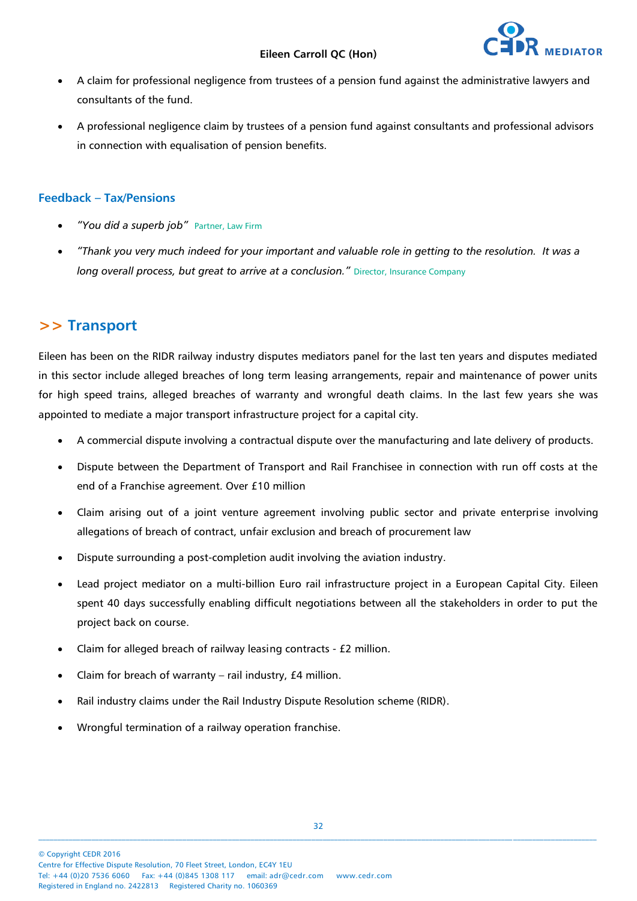- A claim for professional negligence from trustees of a pension fund against the administrative lawyers and consultants of the fund.
- A professional negligence claim by trustees of a pension fund against consultants and professional advisors in connection with equalisation of pension benefits.

### Feedback – Tax/Pensions

- *"You did a superb job"* Partner, Law Firm
- *"Thank you very much indeed for your important and valuable role in getting to the resolution. It was a long overall process, but great to arrive at a conclusion."* Director, Insurance Company

## >> Transport

Eileen has been on the RIDR railway industry disputes mediators panel for the last ten years and disputes mediated in this sector include alleged breaches of long term leasing arrangements, repair and maintenance of power units for high speed trains, alleged breaches of warranty and wrongful death claims. In the last few years she was appointed to mediate a major transport infrastructure project for a capital city.

- A commercial dispute involving a contractual dispute over the manufacturing and late delivery of products.
- Dispute between the Department of Transport and Rail Franchisee in connection with run off costs at the end of a Franchise agreement. Over £10 million
- Claim arising out of a joint venture agreement involving public sector and private enterprise involving allegations of breach of contract, unfair exclusion and breach of procurement law
- Dispute surrounding a post-completion audit involving the aviation industry.
- Lead project mediator on a multi-billion Euro rail infrastructure project in a European Capital City. Eileen spent 40 days successfully enabling difficult negotiations between all the stakeholders in order to put the project back on course.
- Claim for alleged breach of railway leasing contracts - £2 million.
- Claim for breach of warranty – rail industry, £4 million.
- Rail industry claims under the Rail Industry Dispute Resolution scheme (RIDR).
- Wrongful termination of a railway operation franchise.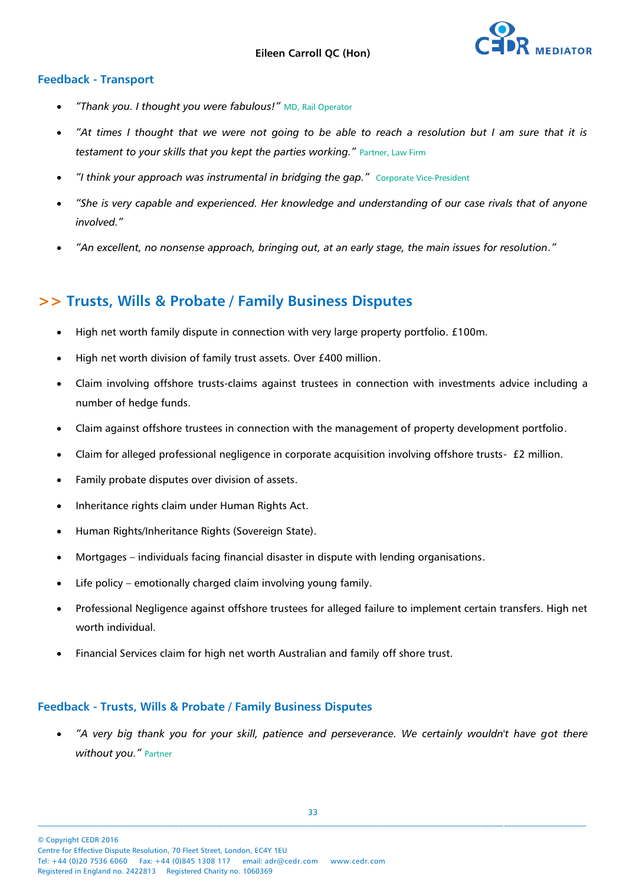### Feedback - Transport

- *"Thank you. I thought you were fabulous!"* MD, Rail Operator
- *"At times I thought that we were not going to be able to reach a resolution but I am sure that it is testament to your skills that you kept the parties working."* Partner, Law Firm
- *"I think your approach was instrumental in bridging the gap."* Corporate Vice-President
- *"She is very capable and experienced. Her knowledge and understanding of our case rivals that of anyone involved."*
- *"An excellent, no nonsense approach, bringing out, at an early stage, the main issues for resolution."*

## >> Trusts, Wills & Probate / Family Business Disputes

- High net worth family dispute in connection with very large property portfolio. £100m.
- High net worth division of family trust assets. Over £400 million.
- Claim involving offshore trusts-claims against trustees in connection with investments advice including a number of hedge funds.
- Claim against offshore trustees in connection with the management of property development portfolio.
- Claim for alleged professional negligence in corporate acquisition involving offshore trusts- £2 million.
- Family probate disputes over division of assets.
- Inheritance rights claim under Human Rights Act.
- Human Rights/Inheritance Rights (Sovereign State).
- Mortgages – individuals facing financial disaster in dispute with lending organisations.
- Life policy – emotionally charged claim involving young family.
- Professional Negligence against offshore trustees for alleged failure to implement certain transfers. High net worth individual.
- Financial Services claim for high net worth Australian and family off shore trust.

### Feedback - Trusts, Wills & Probate / Family Business Disputes

- *"A very big thank you for your skill, patience and perseverance. We certainly wouldn't have got there without you."* Partner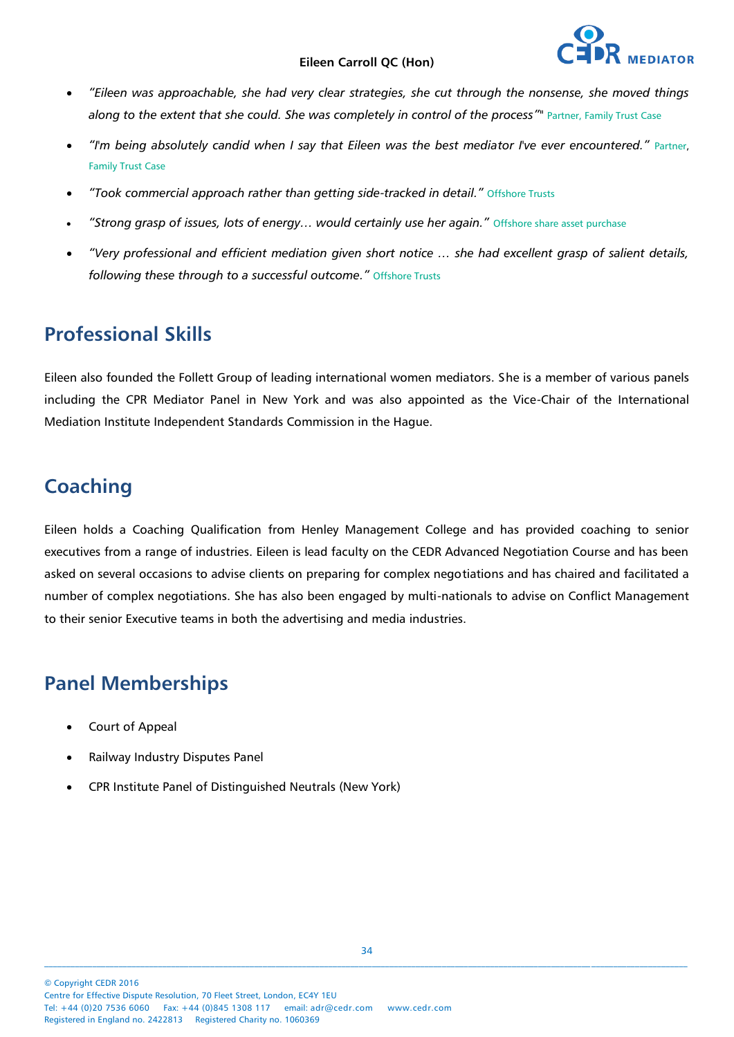- *"Eileen was approachable, she had very clear strategies, she cut through the nonsense, she moved things along to the extent that she could. She was completely in control of the process""* Partner, Family Trust Case
- *"I'm being absolutely candid when I say that Eileen was the best mediator I've ever encountered."* Partner, Family Trust Case
- *"Took commercial approach rather than getting side-tracked in detail."* Offshore Trusts
- *"Strong grasp of issues, lots of energy… would certainly use her again."* Offshore share asset purchase
- *"Very professional and efficient mediation given short notice … she had excellent grasp of salient details, following these through to a successful outcome."* Offshore Trusts

## Professional Skills

Eileen also founded the Follett Group of leading international women mediators. She is a member of various panels including the CPR Mediator Panel in New York and was also appointed as the Vice-Chair of the International Mediation Institute Independent Standards Commission in the Hague.

## Coaching

Eileen holds a Coaching Qualification from Henley Management College and has provided coaching to senior executives from a range of industries. Eileen is lead faculty on the CEDR Advanced Negotiation Course and has been asked on several occasions to advise clients on preparing for complex negotiations and has chaired and facilitated a number of complex negotiations. She has also been engaged by multi-nationals to advise on Conflict Management to their senior Executive teams in both the advertising and media industries.

## Panel Memberships

- Court of Appeal
- Railway Industry Disputes Panel
- CPR Institute Panel of Distinguished Neutrals (New York)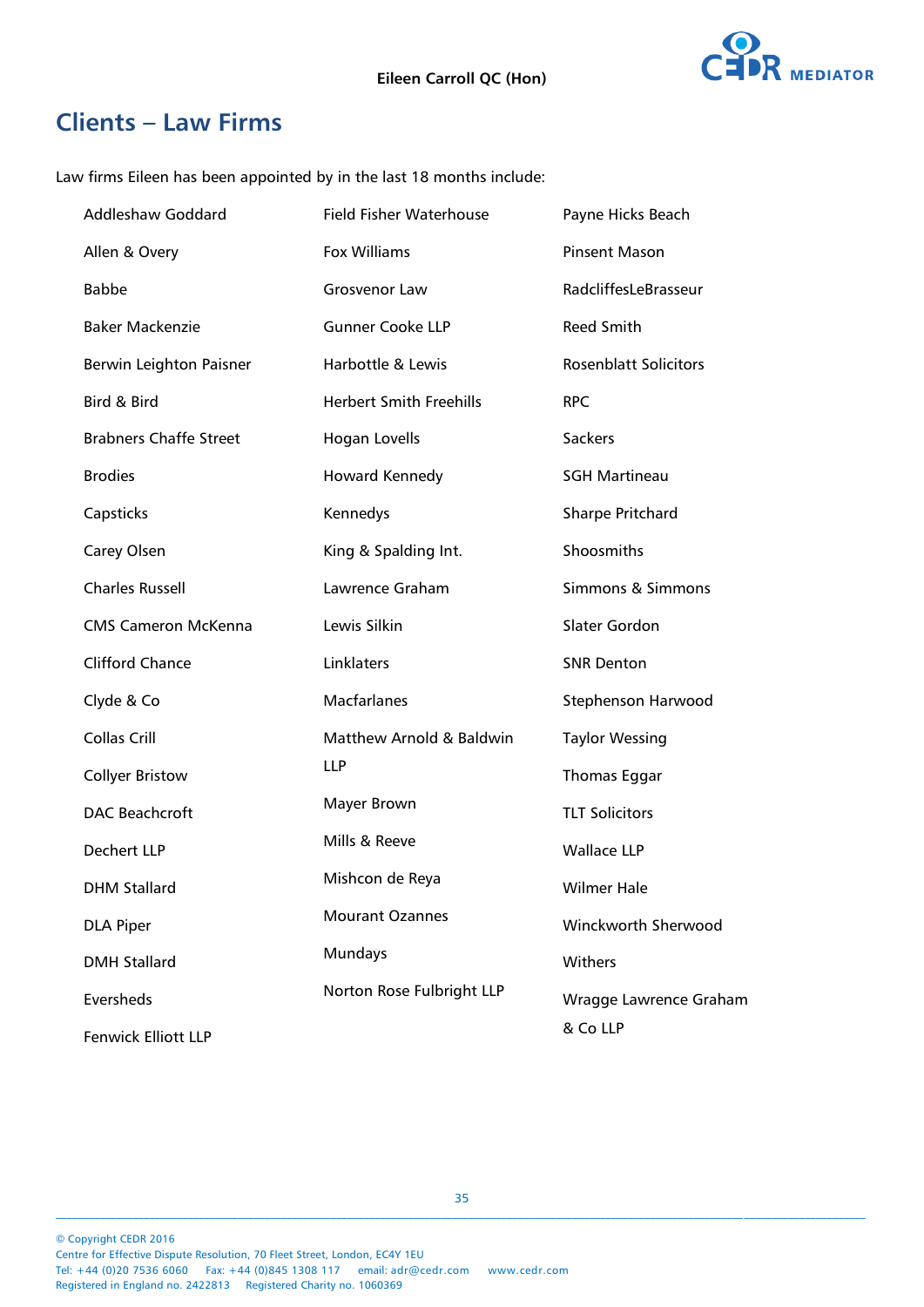## Clients – Law Firms

Law firms Eileen has been appointed by in the last 18 months include:

- Addleshaw Goddard
- Allen & Overy
- Babbe
- Baker Mackenzie
- Berwin Leighton Paisner
- Bird & Bird
- Brabners Chaffe Street
- Brodies
- Capsticks
- Carey Olsen
- Charles Russell
- CMS Cameron McKenna
- Clifford Chance
- Clyde & Co
- Collas Crill
- Collyer Bristow
- DAC Beachcroft
- Dechert LLP
- DHM Stallard
- DLA Piper
- DMH Stallard
- Eversheds
- Fenwick Elliott LLP
- Field Fisher Waterhouse
- Fox Williams
- Grosvenor Law
- Gunner Cooke LLP
- Harbottle & Lewis
- Herbert Smith Freehills
- Hogan Lovells
- Howard Kennedy
- Kennedys
- King & Spalding Int.
- Lawrence Graham
- Lewis Silkin
- Linklaters
- Macfarlanes
- Matthew Arnold & Baldwin LLP
- Mayer Brown
- Mills & Reeve
- Mishcon de Reya
- Mourant Ozannes
- Mundays
- Norton Rose Fulbright LLP
- Payne Hicks Beach
- Pinsent Mason
- RadcliffesLeBrasseur
- Reed Smith
- Rosenblatt Solicitors
- RPC
- Sackers
- SGH Martineau
- Sharpe Pritchard
- Shoosmiths
- Simmons & Simmons
- Slater Gordon
- SNR Denton
- Stephenson Harwood
- Taylor Wessing
- Thomas Eggar
- TLT Solicitors
- Wallace LLP
- Wilmer Hale
- Winckworth Sherwood
- Withers
- Wragge Lawrence Graham & Co LLP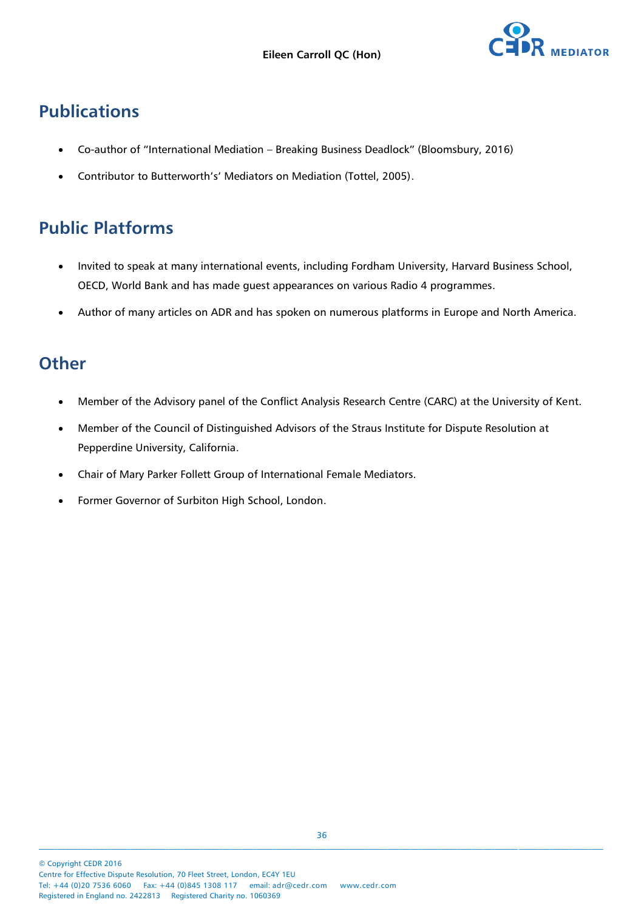## Publications

- Co-author of "International Mediation – Breaking Business Deadlock" (Bloomsbury, 2016)
- Contributor to Butterworth's' Mediators on Mediation (Tottel, 2005).

## Public Platforms

- Invited to speak at many international events, including Fordham University, Harvard Business School, OECD, World Bank and has made guest appearances on various Radio 4 programmes.
- Author of many articles on ADR and has spoken on numerous platforms in Europe and North America.

## Other

- Member of the Advisory panel of the Conflict Analysis Research Centre (CARC) at the University of Kent.
- Member of the Council of Distinguished Advisors of the Straus Institute for Dispute Resolution at Pepperdine University, California.
- Chair of Mary Parker Follett Group of International Female Mediators.
- Former Governor of Surbiton High School, London.